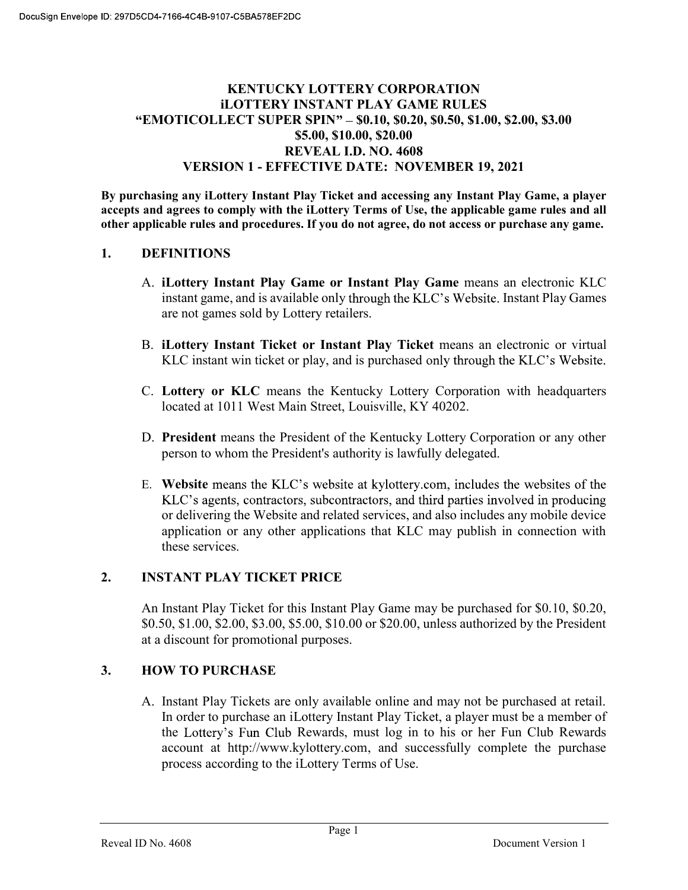DocuSign Envelope ID: 297D5CD4-7166-4C4B-9107-C5BA578EF2DC

# KENTUCKY LOTTERY CORPORATION
# iLOTTERY INSTANT PLAY GAME RULES
# "EMOTICOLLECT SUPER SPIN" – $0.10, $0.20, $0.50, $1.00, $2.00, $3.00 $5.00, $10.00, $20.00
# REVEAL I.D. NO. 4608
# VERSION 1 - EFFECTIVE DATE: NOVEMBER 19, 2021

**By purchasing any iLottery Instant Play Ticket and accessing any Instant Play Game, a player accepts and agrees to comply with the iLottery Terms of Use, the applicable game rules and all other applicable rules and procedures. If you do not agree, do not access or purchase any game.**

## 1. DEFINITIONS

A. **iLottery Instant Play Game or Instant Play Game** means an electronic KLC instant game, and is available only through the KLC's Website. Instant Play Games are not games sold by Lottery retailers.

B. **iLottery Instant Ticket or Instant Play Ticket** means an electronic or virtual KLC instant win ticket or play, and is purchased only through the KLC's Website.

C. **Lottery or KLC** means the Kentucky Lottery Corporation with headquarters located at 1011 West Main Street, Louisville, KY 40202.

D. **President** means the President of the Kentucky Lottery Corporation or any other person to whom the President's authority is lawfully delegated.

E. **Website** means the KLC's website at kylottery.com, includes the websites of the KLC's agents, contractors, subcontractors, and third parties involved in producing or delivering the Website and related services, and also includes any mobile device application or any other applications that KLC may publish in connection with these services.

## 2. INSTANT PLAY TICKET PRICE

An Instant Play Ticket for this Instant Play Game may be purchased for $0.10, $0.20, $0.50, $1.00, $2.00, $3.00, $5.00, $10.00 or $20.00, unless authorized by the President at a discount for promotional purposes.

## 3. HOW TO PURCHASE

A. Instant Play Tickets are only available online and may not be purchased at retail. In order to purchase an iLottery Instant Play Ticket, a player must be a member of the Lottery's Fun Club Rewards, must log in to his or her Fun Club Rewards account at http://www.kylottery.com, and successfully complete the purchase process according to the iLottery Terms of Use.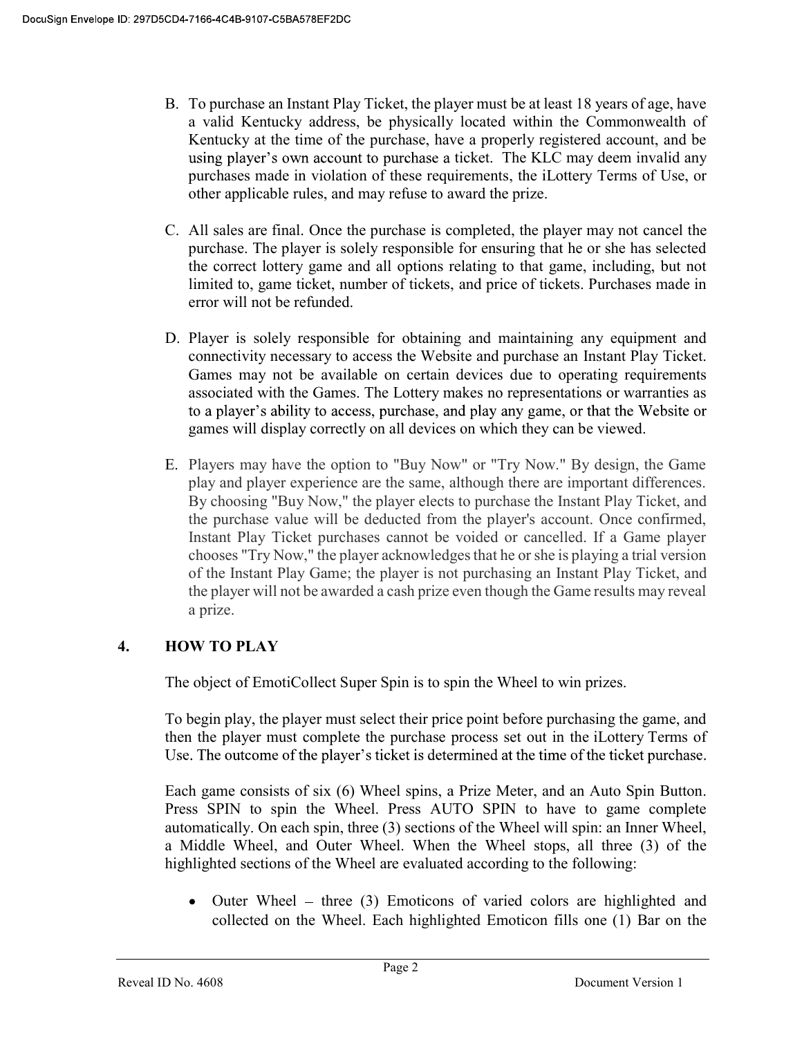B. To purchase an Instant Play Ticket, the player must be at least 18 years of age, have a valid Kentucky address, be physically located within the Commonwealth of Kentucky at the time of the purchase, have a properly registered account, and be using player's own account to purchase a ticket. The KLC may deem invalid any purchases made in violation of these requirements, the iLottery Terms of Use, or other applicable rules, and may refuse to award the prize.

C. All sales are final. Once the purchase is completed, the player may not cancel the purchase. The player is solely responsible for ensuring that he or she has selected the correct lottery game and all options relating to that game, including, but not limited to, game ticket, number of tickets, and price of tickets. Purchases made in error will not be refunded.

D. Player is solely responsible for obtaining and maintaining any equipment and connectivity necessary to access the Website and purchase an Instant Play Ticket. Games may not be available on certain devices due to operating requirements associated with the Games. The Lottery makes no representations or warranties as to a player's ability to access, purchase, and play any game, or that the Website or games will display correctly on all devices on which they can be viewed.

E. Players may have the option to "Buy Now" or "Try Now." By design, the Game play and player experience are the same, although there are important differences. By choosing "Buy Now," the player elects to purchase the Instant Play Ticket, and the purchase value will be deducted from the player's account. Once confirmed, Instant Play Ticket purchases cannot be voided or cancelled. If a Game player chooses "Try Now," the player acknowledges that he or she is playing a trial version of the Instant Play Game; the player is not purchasing an Instant Play Ticket, and the player will not be awarded a cash prize even though the Game results may reveal a prize.

## 4. HOW TO PLAY

The object of EmotiCollect Super Spin is to spin the Wheel to win prizes.

To begin play, the player must select their price point before purchasing the game, and then the player must complete the purchase process set out in the iLottery Terms of Use. The outcome of the player's ticket is determined at the time of the ticket purchase.

Each game consists of six (6) Wheel spins, a Prize Meter, and an Auto Spin Button. Press SPIN to spin the Wheel. Press AUTO SPIN to have to game complete automatically. On each spin, three (3) sections of the Wheel will spin: an Inner Wheel, a Middle Wheel, and Outer Wheel. When the Wheel stops, all three (3) of the highlighted sections of the Wheel are evaluated according to the following:

- Outer Wheel – three (3) Emoticons of varied colors are highlighted and collected on the Wheel. Each highlighted Emoticon fills one (1) Bar on the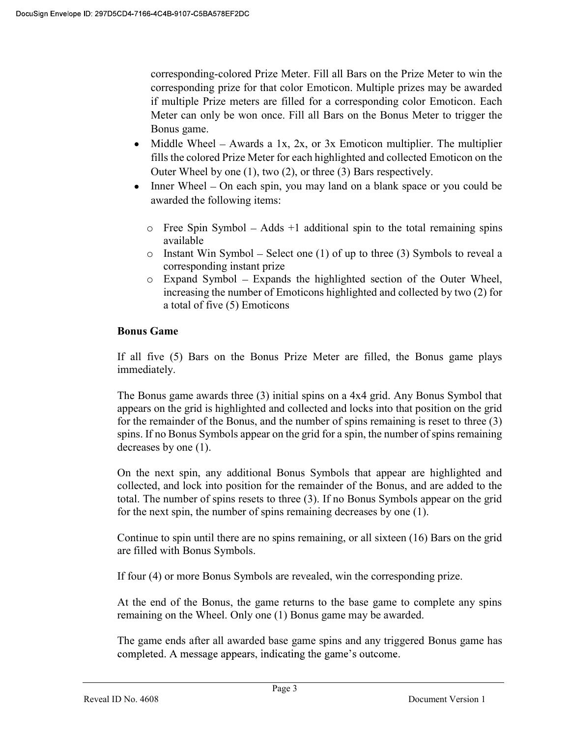corresponding-colored Prize Meter. Fill all Bars on the Prize Meter to win the corresponding prize for that color Emoticon. Multiple prizes may be awarded if multiple Prize meters are filled for a corresponding color Emoticon. Each Meter can only be won once. Fill all Bars on the Bonus Meter to trigger the Bonus game.

- Middle Wheel – Awards a 1x, 2x, or 3x Emoticon multiplier. The multiplier fills the colored Prize Meter for each highlighted and collected Emoticon on the Outer Wheel by one (1), two (2), or three (3) Bars respectively.
- Inner Wheel – On each spin, you may land on a blank space or you could be awarded the following items:
  - Free Spin Symbol – Adds +1 additional spin to the total remaining spins available
  - Instant Win Symbol – Select one (1) of up to three (3) Symbols to reveal a corresponding instant prize
  - Expand Symbol – Expands the highlighted section of the Outer Wheel, increasing the number of Emoticons highlighted and collected by two (2) for a total of five (5) Emoticons

**Bonus Game**

If all five (5) Bars on the Bonus Prize Meter are filled, the Bonus game plays immediately.

The Bonus game awards three (3) initial spins on a 4x4 grid. Any Bonus Symbol that appears on the grid is highlighted and collected and locks into that position on the grid for the remainder of the Bonus, and the number of spins remaining is reset to three (3) spins. If no Bonus Symbols appear on the grid for a spin, the number of spins remaining decreases by one (1).

On the next spin, any additional Bonus Symbols that appear are highlighted and collected, and lock into position for the remainder of the Bonus, and are added to the total. The number of spins resets to three (3). If no Bonus Symbols appear on the grid for the next spin, the number of spins remaining decreases by one (1).

Continue to spin until there are no spins remaining, or all sixteen (16) Bars on the grid are filled with Bonus Symbols.

If four (4) or more Bonus Symbols are revealed, win the corresponding prize.

At the end of the Bonus, the game returns to the base game to complete any spins remaining on the Wheel. Only one (1) Bonus game may be awarded.

The game ends after all awarded base game spins and any triggered Bonus game has completed. A message appears, indicating the game's outcome.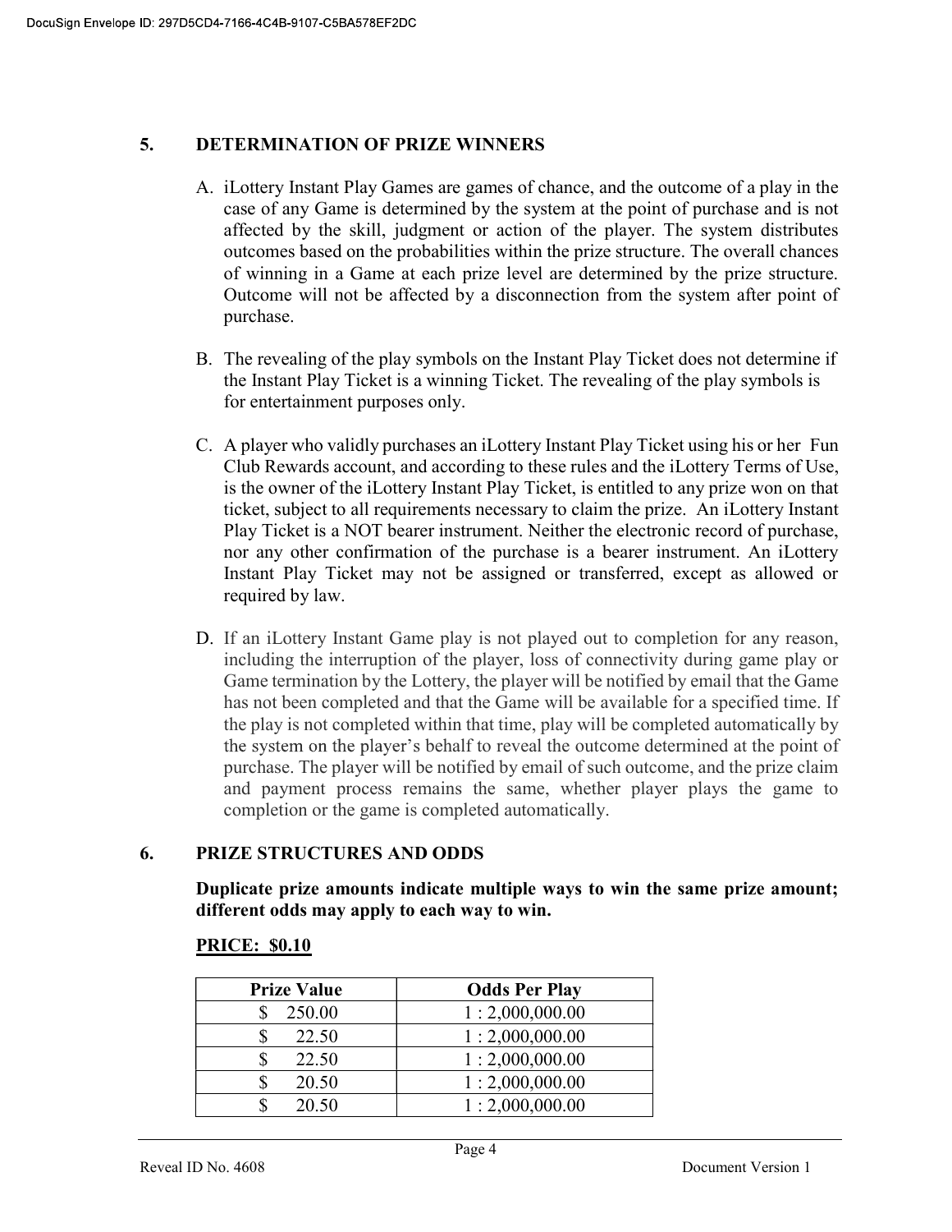## 5. DETERMINATION OF PRIZE WINNERS

A. iLottery Instant Play Games are games of chance, and the outcome of a play in the case of any Game is determined by the system at the point of purchase and is not affected by the skill, judgment or action of the player. The system distributes outcomes based on the probabilities within the prize structure. The overall chances of winning in a Game at each prize level are determined by the prize structure. Outcome will not be affected by a disconnection from the system after point of purchase.

B. The revealing of the play symbols on the Instant Play Ticket does not determine if the Instant Play Ticket is a winning Ticket. The revealing of the play symbols is for entertainment purposes only.

C. A player who validly purchases an iLottery Instant Play Ticket using his or her Fun Club Rewards account, and according to these rules and the iLottery Terms of Use, is the owner of the iLottery Instant Play Ticket, is entitled to any prize won on that ticket, subject to all requirements necessary to claim the prize. An iLottery Instant Play Ticket is a NOT bearer instrument. Neither the electronic record of purchase, nor any other confirmation of the purchase is a bearer instrument. An iLottery Instant Play Ticket may not be assigned or transferred, except as allowed or required by law.

D. If an iLottery Instant Game play is not played out to completion for any reason, including the interruption of the player, loss of connectivity during game play or Game termination by the Lottery, the player will be notified by email that the Game has not been completed and that the Game will be available for a specified time. If the play is not completed within that time, play will be completed automatically by the system on the player's behalf to reveal the outcome determined at the point of purchase. The player will be notified by email of such outcome, and the prize claim and payment process remains the same, whether player plays the game to completion or the game is completed automatically.

## 6. PRIZE STRUCTURES AND ODDS

**Duplicate prize amounts indicate multiple ways to win the same prize amount; different odds may apply to each way to win.**

**PRICE: $0.10**

| Prize Value | Odds Per Play |
|---|---|
| $ 250.00 | 1 : 2,000,000.00 |
| $ 22.50 | 1 : 2,000,000.00 |
| $ 22.50 | 1 : 2,000,000.00 |
| $ 20.50 | 1 : 2,000,000.00 |
| $ 20.50 | 1 : 2,000,000.00 |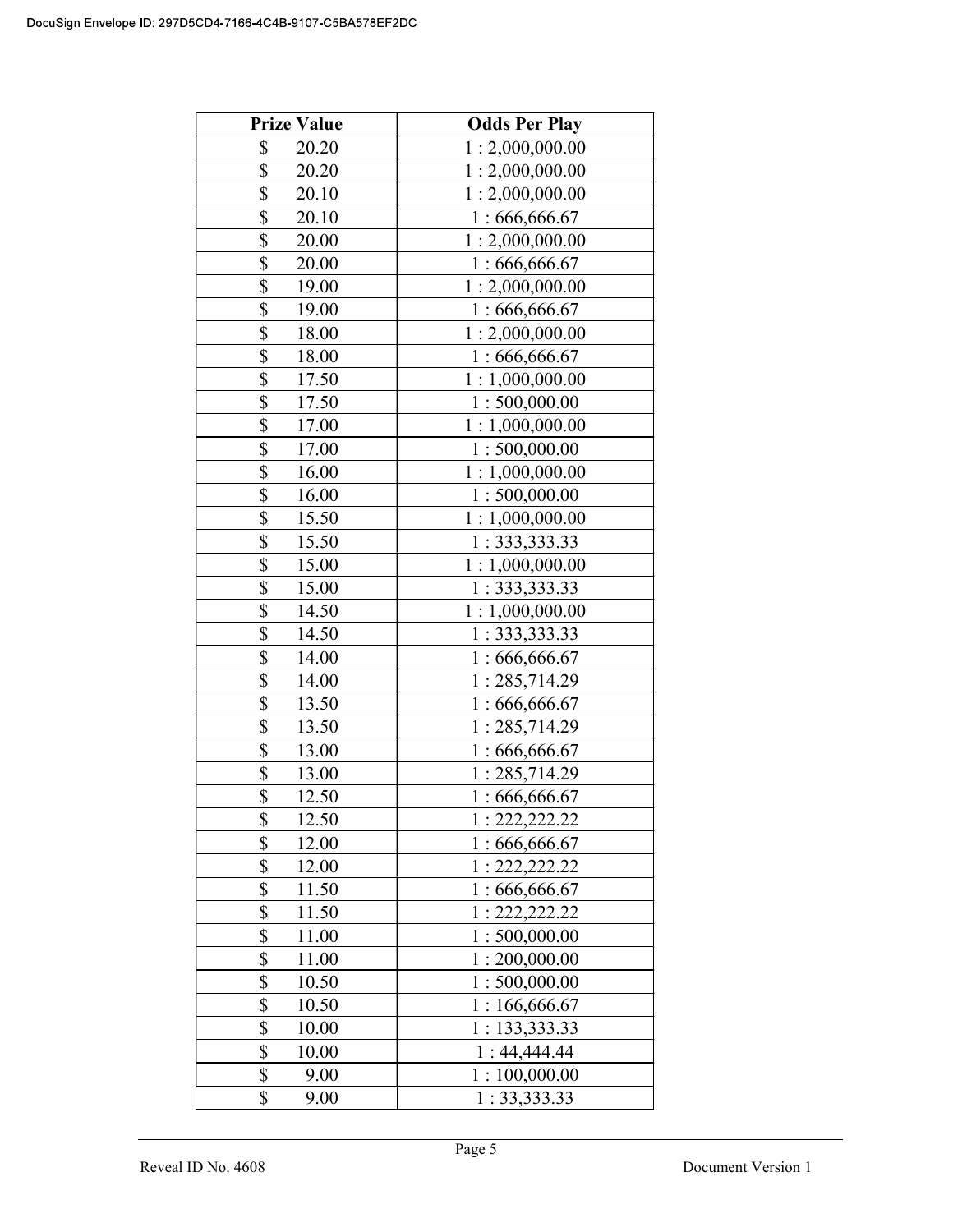| Prize Value | Odds Per Play |
| --- | --- |
| $ 20.20 | 1 : 2,000,000.00 |
| $ 20.20 | 1 : 2,000,000.00 |
| $ 20.10 | 1 : 2,000,000.00 |
| $ 20.10 | 1 : 666,666.67 |
| $ 20.00 | 1 : 2,000,000.00 |
| $ 20.00 | 1 : 666,666.67 |
| $ 19.00 | 1 : 2,000,000.00 |
| $ 19.00 | 1 : 666,666.67 |
| $ 18.00 | 1 : 2,000,000.00 |
| $ 18.00 | 1 : 666,666.67 |
| $ 17.50 | 1 : 1,000,000.00 |
| $ 17.50 | 1 : 500,000.00 |
| $ 17.00 | 1 : 1,000,000.00 |
| $ 17.00 | 1 : 500,000.00 |
| $ 16.00 | 1 : 1,000,000.00 |
| $ 16.00 | 1 : 500,000.00 |
| $ 15.50 | 1 : 1,000,000.00 |
| $ 15.50 | 1 : 333,333.33 |
| $ 15.00 | 1 : 1,000,000.00 |
| $ 15.00 | 1 : 333,333.33 |
| $ 14.50 | 1 : 1,000,000.00 |
| $ 14.50 | 1 : 333,333.33 |
| $ 14.00 | 1 : 666,666.67 |
| $ 14.00 | 1 : 285,714.29 |
| $ 13.50 | 1 : 666,666.67 |
| $ 13.50 | 1 : 285,714.29 |
| $ 13.00 | 1 : 666,666.67 |
| $ 13.00 | 1 : 285,714.29 |
| $ 12.50 | 1 : 666,666.67 |
| $ 12.50 | 1 : 222,222.22 |
| $ 12.00 | 1 : 666,666.67 |
| $ 12.00 | 1 : 222,222.22 |
| $ 11.50 | 1 : 666,666.67 |
| $ 11.50 | 1 : 222,222.22 |
| $ 11.00 | 1 : 500,000.00 |
| $ 11.00 | 1 : 200,000.00 |
| $ 10.50 | 1 : 500,000.00 |
| $ 10.50 | 1 : 166,666.67 |
| $ 10.00 | 1 : 133,333.33 |
| $ 10.00 | 1 : 44,444.44 |
| $ 9.00 | 1 : 100,000.00 |
| $ 9.00 | 1 : 33,333.33 |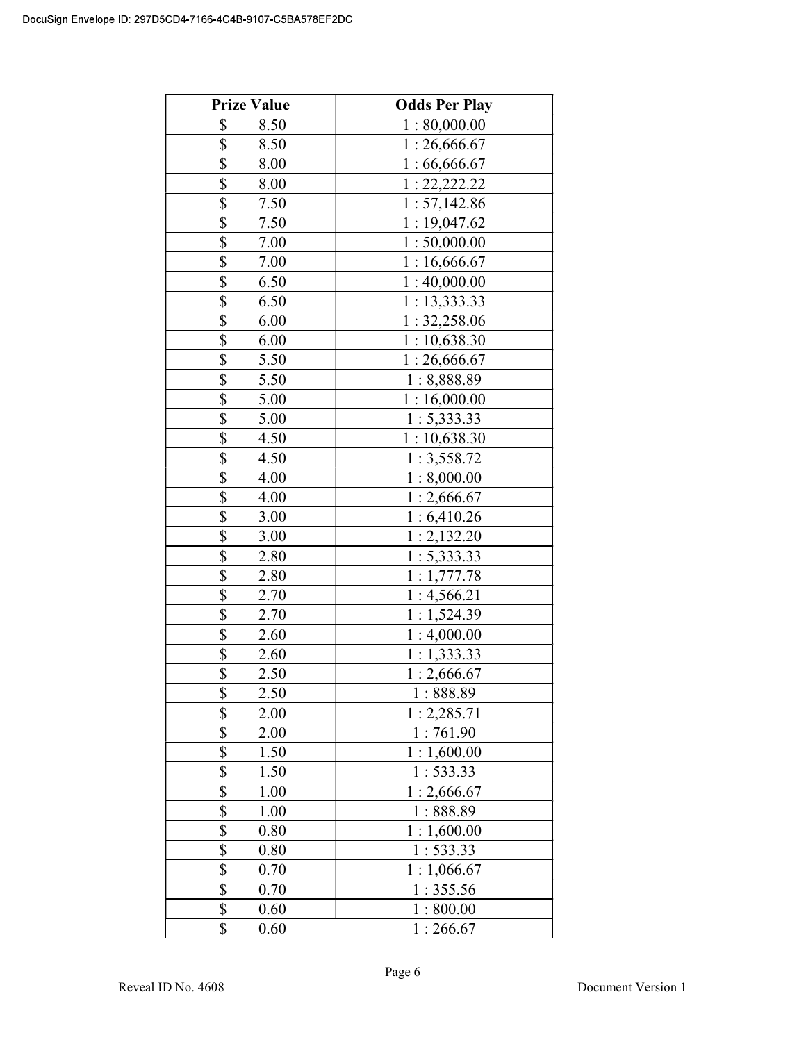| Prize Value | Odds Per Play |
|---|---|
| $ 8.50 | 1 : 80,000.00 |
| $ 8.50 | 1 : 26,666.67 |
| $ 8.00 | 1 : 66,666.67 |
| $ 8.00 | 1 : 22,222.22 |
| $ 7.50 | 1 : 57,142.86 |
| $ 7.50 | 1 : 19,047.62 |
| $ 7.00 | 1 : 50,000.00 |
| $ 7.00 | 1 : 16,666.67 |
| $ 6.50 | 1 : 40,000.00 |
| $ 6.50 | 1 : 13,333.33 |
| $ 6.00 | 1 : 32,258.06 |
| $ 6.00 | 1 : 10,638.30 |
| $ 5.50 | 1 : 26,666.67 |
| $ 5.50 | 1 : 8,888.89 |
| $ 5.00 | 1 : 16,000.00 |
| $ 5.00 | 1 : 5,333.33 |
| $ 4.50 | 1 : 10,638.30 |
| $ 4.50 | 1 : 3,558.72 |
| $ 4.00 | 1 : 8,000.00 |
| $ 4.00 | 1 : 2,666.67 |
| $ 3.00 | 1 : 6,410.26 |
| $ 3.00 | 1 : 2,132.20 |
| $ 2.80 | 1 : 5,333.33 |
| $ 2.80 | 1 : 1,777.78 |
| $ 2.70 | 1 : 4,566.21 |
| $ 2.70 | 1 : 1,524.39 |
| $ 2.60 | 1 : 4,000.00 |
| $ 2.60 | 1 : 1,333.33 |
| $ 2.50 | 1 : 2,666.67 |
| $ 2.50 | 1 : 888.89 |
| $ 2.00 | 1 : 2,285.71 |
| $ 2.00 | 1 : 761.90 |
| $ 1.50 | 1 : 1,600.00 |
| $ 1.50 | 1 : 533.33 |
| $ 1.00 | 1 : 2,666.67 |
| $ 1.00 | 1 : 888.89 |
| $ 0.80 | 1 : 1,600.00 |
| $ 0.80 | 1 : 533.33 |
| $ 0.70 | 1 : 1,066.67 |
| $ 0.70 | 1 : 355.56 |
| $ 0.60 | 1 : 800.00 |
| $ 0.60 | 1 : 266.67 |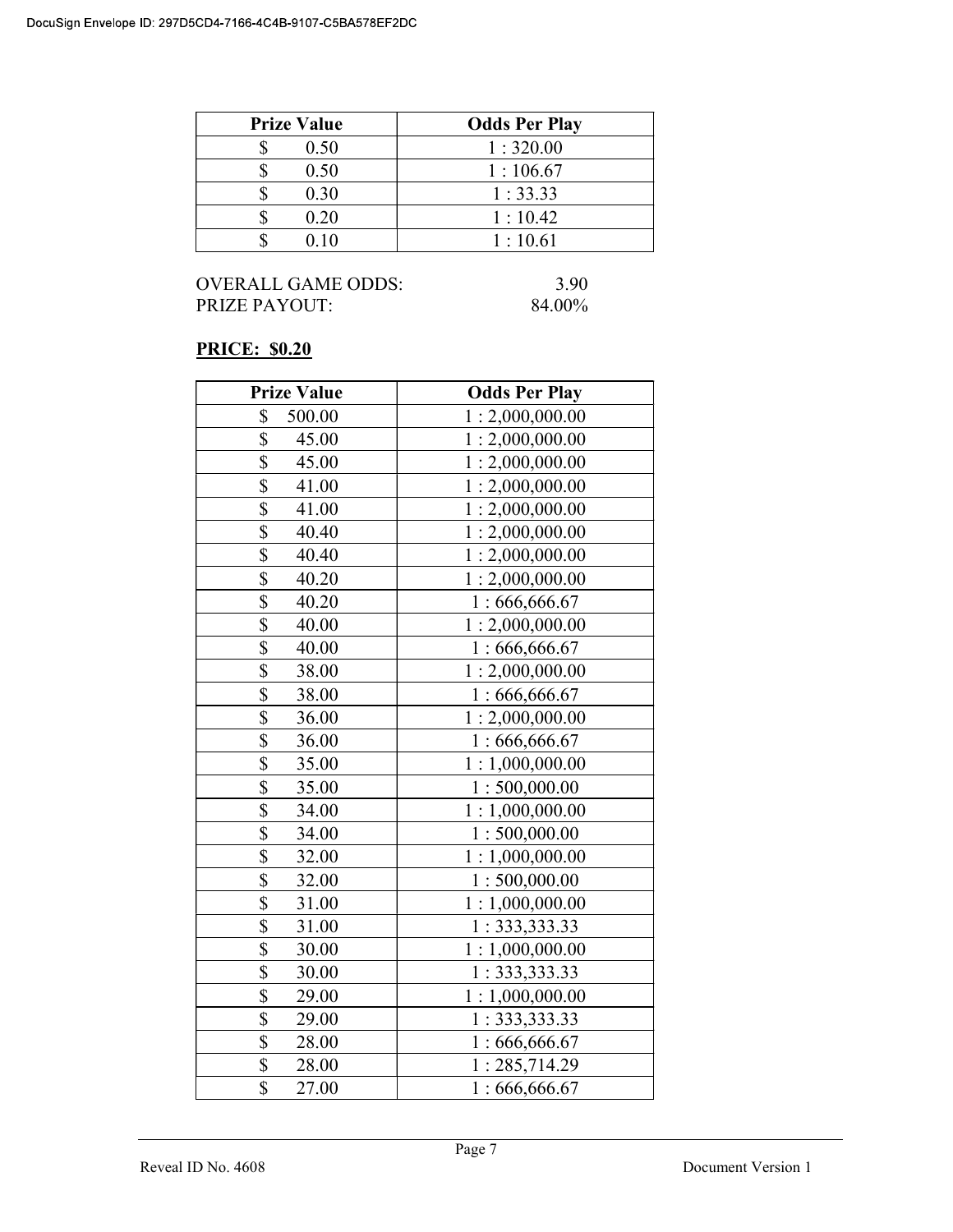| Prize Value | Odds Per Play |
|---|---|
| $ 0.50 | 1 : 320.00 |
| $ 0.50 | 1 : 106.67 |
| $ 0.30 | 1 : 33.33 |
| $ 0.20 | 1 : 10.42 |
| $ 0.10 | 1 : 10.61 |

OVERALL GAME ODDS: 3.90
PRIZE PAYOUT: 84.00%

**PRICE: $0.20**

| Prize Value | Odds Per Play |
|---|---|
| $ 500.00 | 1 : 2,000,000.00 |
| $ 45.00 | 1 : 2,000,000.00 |
| $ 45.00 | 1 : 2,000,000.00 |
| $ 41.00 | 1 : 2,000,000.00 |
| $ 41.00 | 1 : 2,000,000.00 |
| $ 40.40 | 1 : 2,000,000.00 |
| $ 40.40 | 1 : 2,000,000.00 |
| $ 40.20 | 1 : 2,000,000.00 |
| $ 40.20 | 1 : 666,666.67 |
| $ 40.00 | 1 : 2,000,000.00 |
| $ 40.00 | 1 : 666,666.67 |
| $ 38.00 | 1 : 2,000,000.00 |
| $ 38.00 | 1 : 666,666.67 |
| $ 36.00 | 1 : 2,000,000.00 |
| $ 36.00 | 1 : 666,666.67 |
| $ 35.00 | 1 : 1,000,000.00 |
| $ 35.00 | 1 : 500,000.00 |
| $ 34.00 | 1 : 1,000,000.00 |
| $ 34.00 | 1 : 500,000.00 |
| $ 32.00 | 1 : 1,000,000.00 |
| $ 32.00 | 1 : 500,000.00 |
| $ 31.00 | 1 : 1,000,000.00 |
| $ 31.00 | 1 : 333,333.33 |
| $ 30.00 | 1 : 1,000,000.00 |
| $ 30.00 | 1 : 333,333.33 |
| $ 29.00 | 1 : 1,000,000.00 |
| $ 29.00 | 1 : 333,333.33 |
| $ 28.00 | 1 : 666,666.67 |
| $ 28.00 | 1 : 285,714.29 |
| $ 27.00 | 1 : 666,666.67 |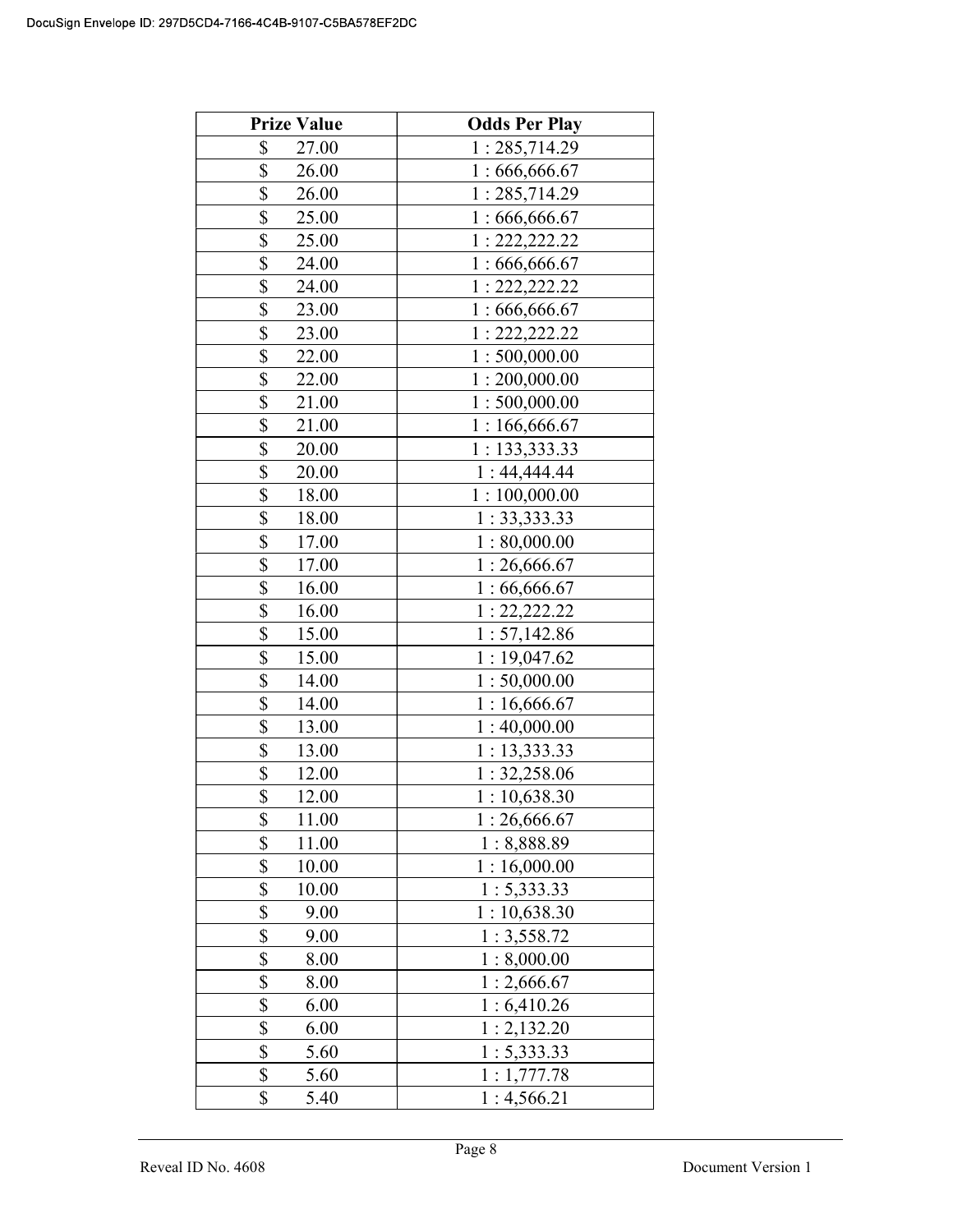| Prize Value | Odds Per Play |
|---|---|
| $ 27.00 | 1 : 285,714.29 |
| $ 26.00 | 1 : 666,666.67 |
| $ 26.00 | 1 : 285,714.29 |
| $ 25.00 | 1 : 666,666.67 |
| $ 25.00 | 1 : 222,222.22 |
| $ 24.00 | 1 : 666,666.67 |
| $ 24.00 | 1 : 222,222.22 |
| $ 23.00 | 1 : 666,666.67 |
| $ 23.00 | 1 : 222,222.22 |
| $ 22.00 | 1 : 500,000.00 |
| $ 22.00 | 1 : 200,000.00 |
| $ 21.00 | 1 : 500,000.00 |
| $ 21.00 | 1 : 166,666.67 |
| $ 20.00 | 1 : 133,333.33 |
| $ 20.00 | 1 : 44,444.44 |
| $ 18.00 | 1 : 100,000.00 |
| $ 18.00 | 1 : 33,333.33 |
| $ 17.00 | 1 : 80,000.00 |
| $ 17.00 | 1 : 26,666.67 |
| $ 16.00 | 1 : 66,666.67 |
| $ 16.00 | 1 : 22,222.22 |
| $ 15.00 | 1 : 57,142.86 |
| $ 15.00 | 1 : 19,047.62 |
| $ 14.00 | 1 : 50,000.00 |
| $ 14.00 | 1 : 16,666.67 |
| $ 13.00 | 1 : 40,000.00 |
| $ 13.00 | 1 : 13,333.33 |
| $ 12.00 | 1 : 32,258.06 |
| $ 12.00 | 1 : 10,638.30 |
| $ 11.00 | 1 : 26,666.67 |
| $ 11.00 | 1 : 8,888.89 |
| $ 10.00 | 1 : 16,000.00 |
| $ 10.00 | 1 : 5,333.33 |
| $ 9.00 | 1 : 10,638.30 |
| $ 9.00 | 1 : 3,558.72 |
| $ 8.00 | 1 : 8,000.00 |
| $ 8.00 | 1 : 2,666.67 |
| $ 6.00 | 1 : 6,410.26 |
| $ 6.00 | 1 : 2,132.20 |
| $ 5.60 | 1 : 5,333.33 |
| $ 5.60 | 1 : 1,777.78 |
| $ 5.40 | 1 : 4,566.21 |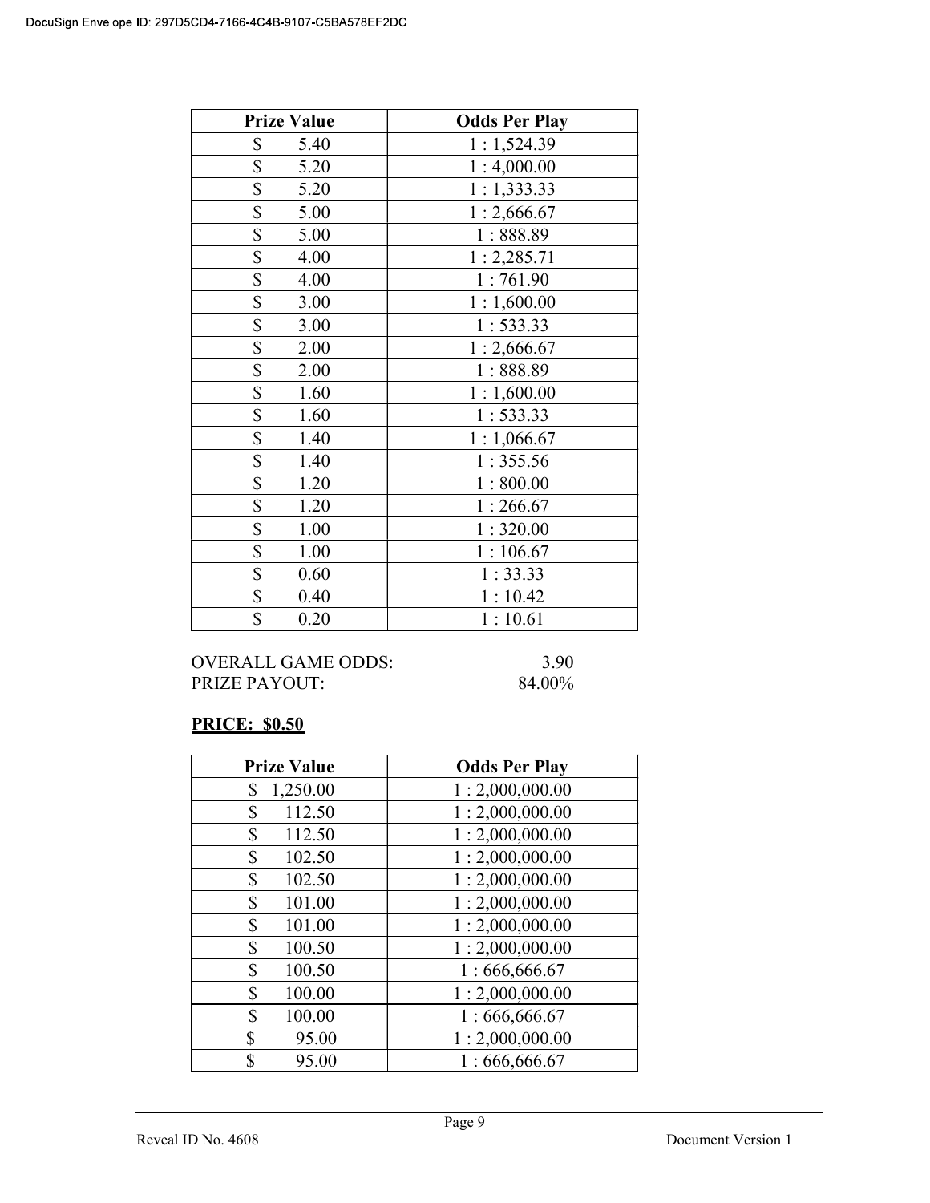| Prize Value | Odds Per Play |
|---|---|
| $ 5.40 | 1 : 1,524.39 |
| $ 5.20 | 1 : 4,000.00 |
| $ 5.20 | 1 : 1,333.33 |
| $ 5.00 | 1 : 2,666.67 |
| $ 5.00 | 1 : 888.89 |
| $ 4.00 | 1 : 2,285.71 |
| $ 4.00 | 1 : 761.90 |
| $ 3.00 | 1 : 1,600.00 |
| $ 3.00 | 1 : 533.33 |
| $ 2.00 | 1 : 2,666.67 |
| $ 2.00 | 1 : 888.89 |
| $ 1.60 | 1 : 1,600.00 |
| $ 1.60 | 1 : 533.33 |
| $ 1.40 | 1 : 1,066.67 |
| $ 1.40 | 1 : 355.56 |
| $ 1.20 | 1 : 800.00 |
| $ 1.20 | 1 : 266.67 |
| $ 1.00 | 1 : 320.00 |
| $ 1.00 | 1 : 106.67 |
| $ 0.60 | 1 : 33.33 |
| $ 0.40 | 1 : 10.42 |
| $ 0.20 | 1 : 10.61 |

OVERALL GAME ODDS: 3.90
PRIZE PAYOUT: 84.00%

**PRICE: $0.50**

| Prize Value | Odds Per Play |
|---|---|
| $ 1,250.00 | 1 : 2,000,000.00 |
| $ 112.50 | 1 : 2,000,000.00 |
| $ 112.50 | 1 : 2,000,000.00 |
| $ 102.50 | 1 : 2,000,000.00 |
| $ 102.50 | 1 : 2,000,000.00 |
| $ 101.00 | 1 : 2,000,000.00 |
| $ 101.00 | 1 : 2,000,000.00 |
| $ 100.50 | 1 : 2,000,000.00 |
| $ 100.50 | 1 : 666,666.67 |
| $ 100.00 | 1 : 2,000,000.00 |
| $ 100.00 | 1 : 666,666.67 |
| $ 95.00 | 1 : 2,000,000.00 |
| $ 95.00 | 1 : 666,666.67 |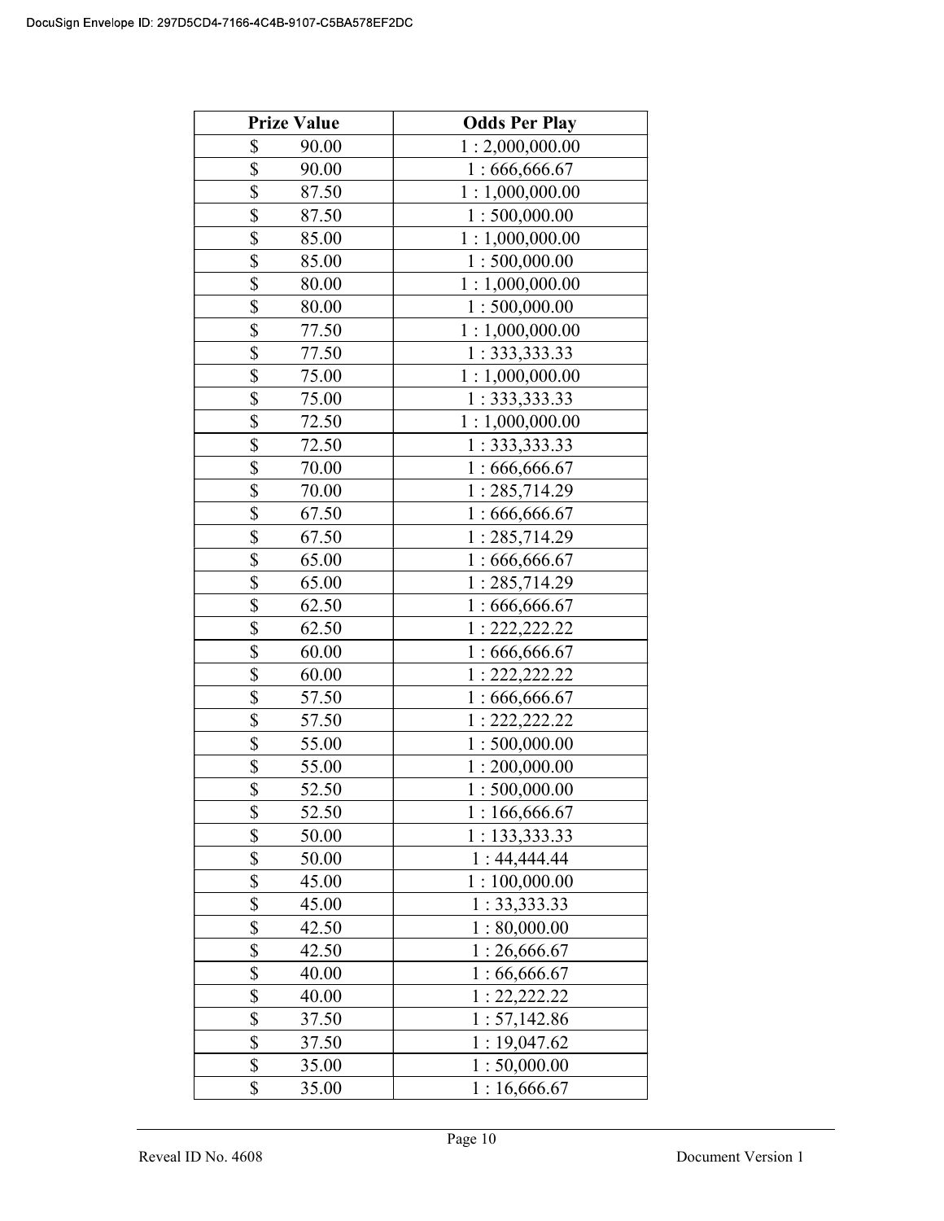| Prize Value | Odds Per Play |
|---|---|
| $ 90.00 | 1 : 2,000,000.00 |
| $ 90.00 | 1 : 666,666.67 |
| $ 87.50 | 1 : 1,000,000.00 |
| $ 87.50 | 1 : 500,000.00 |
| $ 85.00 | 1 : 1,000,000.00 |
| $ 85.00 | 1 : 500,000.00 |
| $ 80.00 | 1 : 1,000,000.00 |
| $ 80.00 | 1 : 500,000.00 |
| $ 77.50 | 1 : 1,000,000.00 |
| $ 77.50 | 1 : 333,333.33 |
| $ 75.00 | 1 : 1,000,000.00 |
| $ 75.00 | 1 : 333,333.33 |
| $ 72.50 | 1 : 1,000,000.00 |
| $ 72.50 | 1 : 333,333.33 |
| $ 70.00 | 1 : 666,666.67 |
| $ 70.00 | 1 : 285,714.29 |
| $ 67.50 | 1 : 666,666.67 |
| $ 67.50 | 1 : 285,714.29 |
| $ 65.00 | 1 : 666,666.67 |
| $ 65.00 | 1 : 285,714.29 |
| $ 62.50 | 1 : 666,666.67 |
| $ 62.50 | 1 : 222,222.22 |
| $ 60.00 | 1 : 666,666.67 |
| $ 60.00 | 1 : 222,222.22 |
| $ 57.50 | 1 : 666,666.67 |
| $ 57.50 | 1 : 222,222.22 |
| $ 55.00 | 1 : 500,000.00 |
| $ 55.00 | 1 : 200,000.00 |
| $ 52.50 | 1 : 500,000.00 |
| $ 52.50 | 1 : 166,666.67 |
| $ 50.00 | 1 : 133,333.33 |
| $ 50.00 | 1 : 44,444.44 |
| $ 45.00 | 1 : 100,000.00 |
| $ 45.00 | 1 : 33,333.33 |
| $ 42.50 | 1 : 80,000.00 |
| $ 42.50 | 1 : 26,666.67 |
| $ 40.00 | 1 : 66,666.67 |
| $ 40.00 | 1 : 22,222.22 |
| $ 37.50 | 1 : 57,142.86 |
| $ 37.50 | 1 : 19,047.62 |
| $ 35.00 | 1 : 50,000.00 |
| $ 35.00 | 1 : 16,666.67 |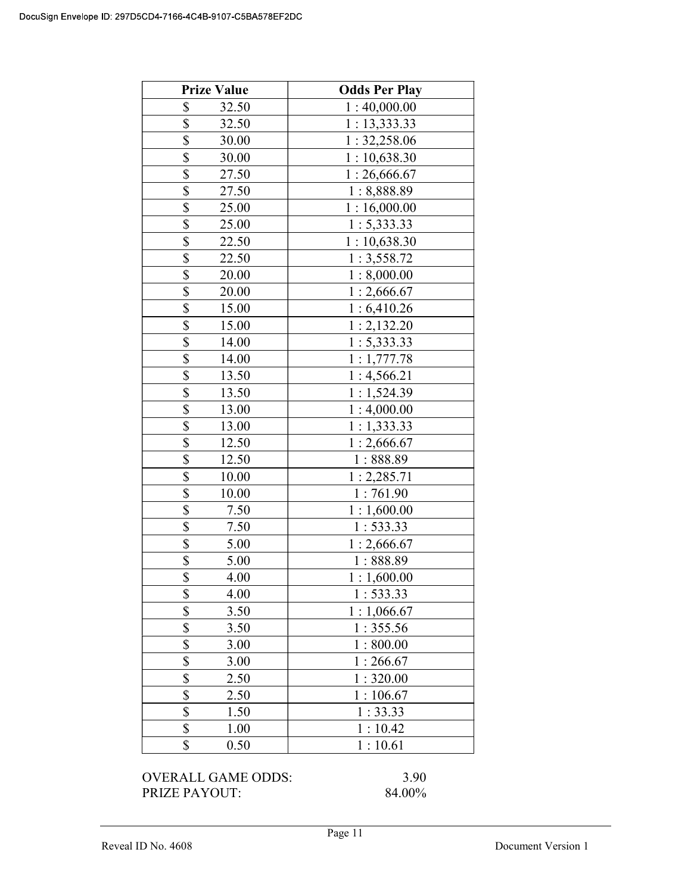| Prize Value | Odds Per Play |
|---|---|
| $ 32.50 | 1 : 40,000.00 |
| $ 32.50 | 1 : 13,333.33 |
| $ 30.00 | 1 : 32,258.06 |
| $ 30.00 | 1 : 10,638.30 |
| $ 27.50 | 1 : 26,666.67 |
| $ 27.50 | 1 : 8,888.89 |
| $ 25.00 | 1 : 16,000.00 |
| $ 25.00 | 1 : 5,333.33 |
| $ 22.50 | 1 : 10,638.30 |
| $ 22.50 | 1 : 3,558.72 |
| $ 20.00 | 1 : 8,000.00 |
| $ 20.00 | 1 : 2,666.67 |
| $ 15.00 | 1 : 6,410.26 |
| $ 15.00 | 1 : 2,132.20 |
| $ 14.00 | 1 : 5,333.33 |
| $ 14.00 | 1 : 1,777.78 |
| $ 13.50 | 1 : 4,566.21 |
| $ 13.50 | 1 : 1,524.39 |
| $ 13.00 | 1 : 4,000.00 |
| $ 13.00 | 1 : 1,333.33 |
| $ 12.50 | 1 : 2,666.67 |
| $ 12.50 | 1 : 888.89 |
| $ 10.00 | 1 : 2,285.71 |
| $ 10.00 | 1 : 761.90 |
| $ 7.50 | 1 : 1,600.00 |
| $ 7.50 | 1 : 533.33 |
| $ 5.00 | 1 : 2,666.67 |
| $ 5.00 | 1 : 888.89 |
| $ 4.00 | 1 : 1,600.00 |
| $ 4.00 | 1 : 533.33 |
| $ 3.50 | 1 : 1,066.67 |
| $ 3.50 | 1 : 355.56 |
| $ 3.00 | 1 : 800.00 |
| $ 3.00 | 1 : 266.67 |
| $ 2.50 | 1 : 320.00 |
| $ 2.50 | 1 : 106.67 |
| $ 1.50 | 1 : 33.33 |
| $ 1.00 | 1 : 10.42 |
| $ 0.50 | 1 : 10.61 |

OVERALL GAME ODDS: 3.90
PRIZE PAYOUT: 84.00%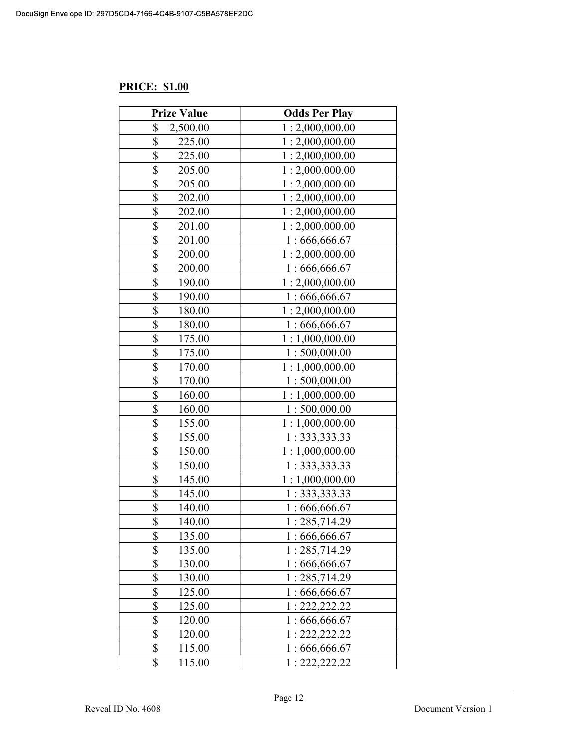**PRICE: $1.00**

| Prize Value | Odds Per Play |
|---|---|
| $ 2,500.00 | 1 : 2,000,000.00 |
| $ 225.00 | 1 : 2,000,000.00 |
| $ 225.00 | 1 : 2,000,000.00 |
| $ 205.00 | 1 : 2,000,000.00 |
| $ 205.00 | 1 : 2,000,000.00 |
| $ 202.00 | 1 : 2,000,000.00 |
| $ 202.00 | 1 : 2,000,000.00 |
| $ 201.00 | 1 : 2,000,000.00 |
| $ 201.00 | 1 : 666,666.67 |
| $ 200.00 | 1 : 2,000,000.00 |
| $ 200.00 | 1 : 666,666.67 |
| $ 190.00 | 1 : 2,000,000.00 |
| $ 190.00 | 1 : 666,666.67 |
| $ 180.00 | 1 : 2,000,000.00 |
| $ 180.00 | 1 : 666,666.67 |
| $ 175.00 | 1 : 1,000,000.00 |
| $ 175.00 | 1 : 500,000.00 |
| $ 170.00 | 1 : 1,000,000.00 |
| $ 170.00 | 1 : 500,000.00 |
| $ 160.00 | 1 : 1,000,000.00 |
| $ 160.00 | 1 : 500,000.00 |
| $ 155.00 | 1 : 1,000,000.00 |
| $ 155.00 | 1 : 333,333.33 |
| $ 150.00 | 1 : 1,000,000.00 |
| $ 150.00 | 1 : 333,333.33 |
| $ 145.00 | 1 : 1,000,000.00 |
| $ 145.00 | 1 : 333,333.33 |
| $ 140.00 | 1 : 666,666.67 |
| $ 140.00 | 1 : 285,714.29 |
| $ 135.00 | 1 : 666,666.67 |
| $ 135.00 | 1 : 285,714.29 |
| $ 130.00 | 1 : 666,666.67 |
| $ 130.00 | 1 : 285,714.29 |
| $ 125.00 | 1 : 666,666.67 |
| $ 125.00 | 1 : 222,222.22 |
| $ 120.00 | 1 : 666,666.67 |
| $ 120.00 | 1 : 222,222.22 |
| $ 115.00 | 1 : 666,666.67 |
| $ 115.00 | 1 : 222,222.22 |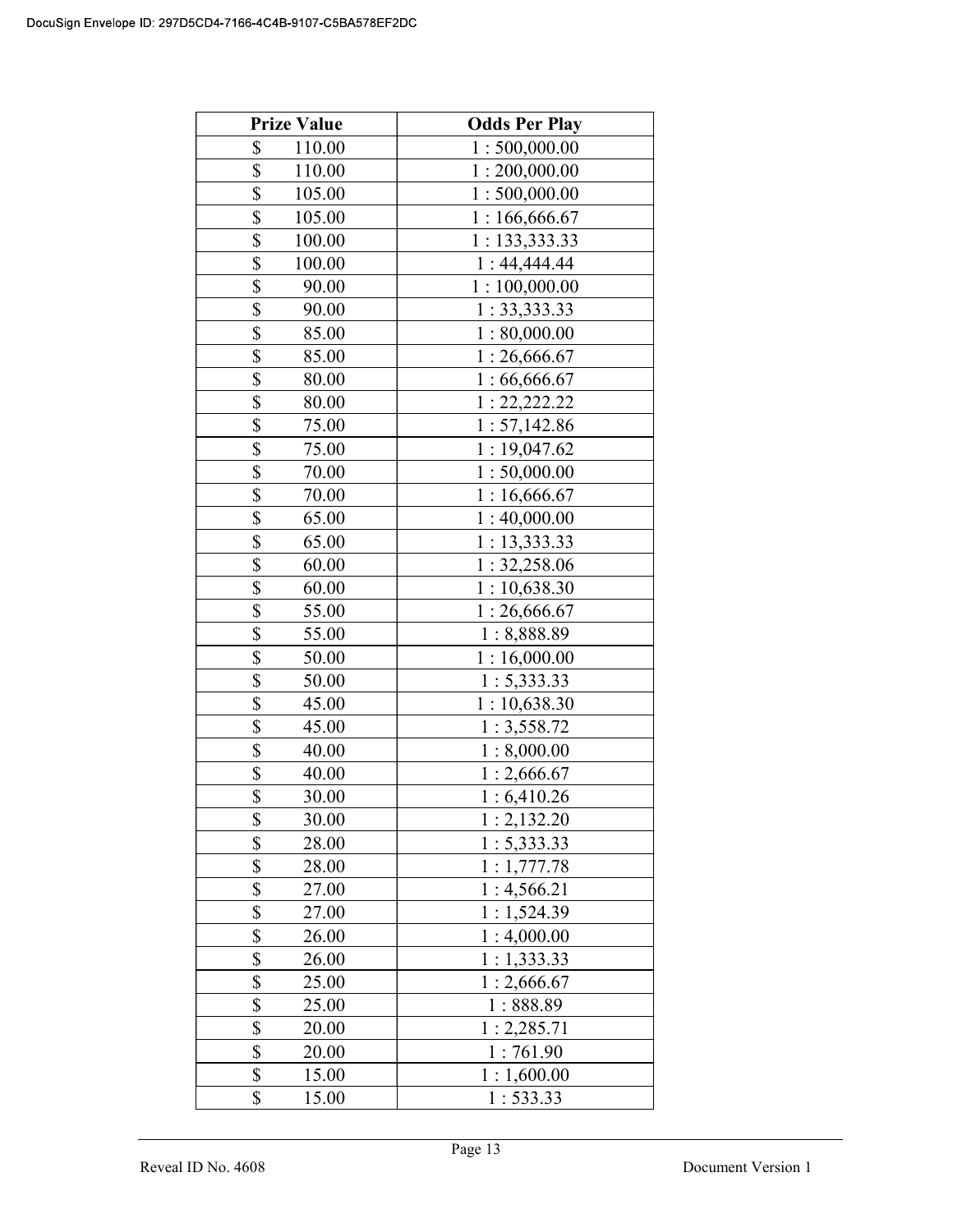| Prize Value | Odds Per Play |
| --- | --- |
| $ 110.00 | 1 : 500,000.00 |
| $ 110.00 | 1 : 200,000.00 |
| $ 105.00 | 1 : 500,000.00 |
| $ 105.00 | 1 : 166,666.67 |
| $ 100.00 | 1 : 133,333.33 |
| $ 100.00 | 1 : 44,444.44 |
| $ 90.00 | 1 : 100,000.00 |
| $ 90.00 | 1 : 33,333.33 |
| $ 85.00 | 1 : 80,000.00 |
| $ 85.00 | 1 : 26,666.67 |
| $ 80.00 | 1 : 66,666.67 |
| $ 80.00 | 1 : 22,222.22 |
| $ 75.00 | 1 : 57,142.86 |
| $ 75.00 | 1 : 19,047.62 |
| $ 70.00 | 1 : 50,000.00 |
| $ 70.00 | 1 : 16,666.67 |
| $ 65.00 | 1 : 40,000.00 |
| $ 65.00 | 1 : 13,333.33 |
| $ 60.00 | 1 : 32,258.06 |
| $ 60.00 | 1 : 10,638.30 |
| $ 55.00 | 1 : 26,666.67 |
| $ 55.00 | 1 : 8,888.89 |
| $ 50.00 | 1 : 16,000.00 |
| $ 50.00 | 1 : 5,333.33 |
| $ 45.00 | 1 : 10,638.30 |
| $ 45.00 | 1 : 3,558.72 |
| $ 40.00 | 1 : 8,000.00 |
| $ 40.00 | 1 : 2,666.67 |
| $ 30.00 | 1 : 6,410.26 |
| $ 30.00 | 1 : 2,132.20 |
| $ 28.00 | 1 : 5,333.33 |
| $ 28.00 | 1 : 1,777.78 |
| $ 27.00 | 1 : 4,566.21 |
| $ 27.00 | 1 : 1,524.39 |
| $ 26.00 | 1 : 4,000.00 |
| $ 26.00 | 1 : 1,333.33 |
| $ 25.00 | 1 : 2,666.67 |
| $ 25.00 | 1 : 888.89 |
| $ 20.00 | 1 : 2,285.71 |
| $ 20.00 | 1 : 761.90 |
| $ 15.00 | 1 : 1,600.00 |
| $ 15.00 | 1 : 533.33 |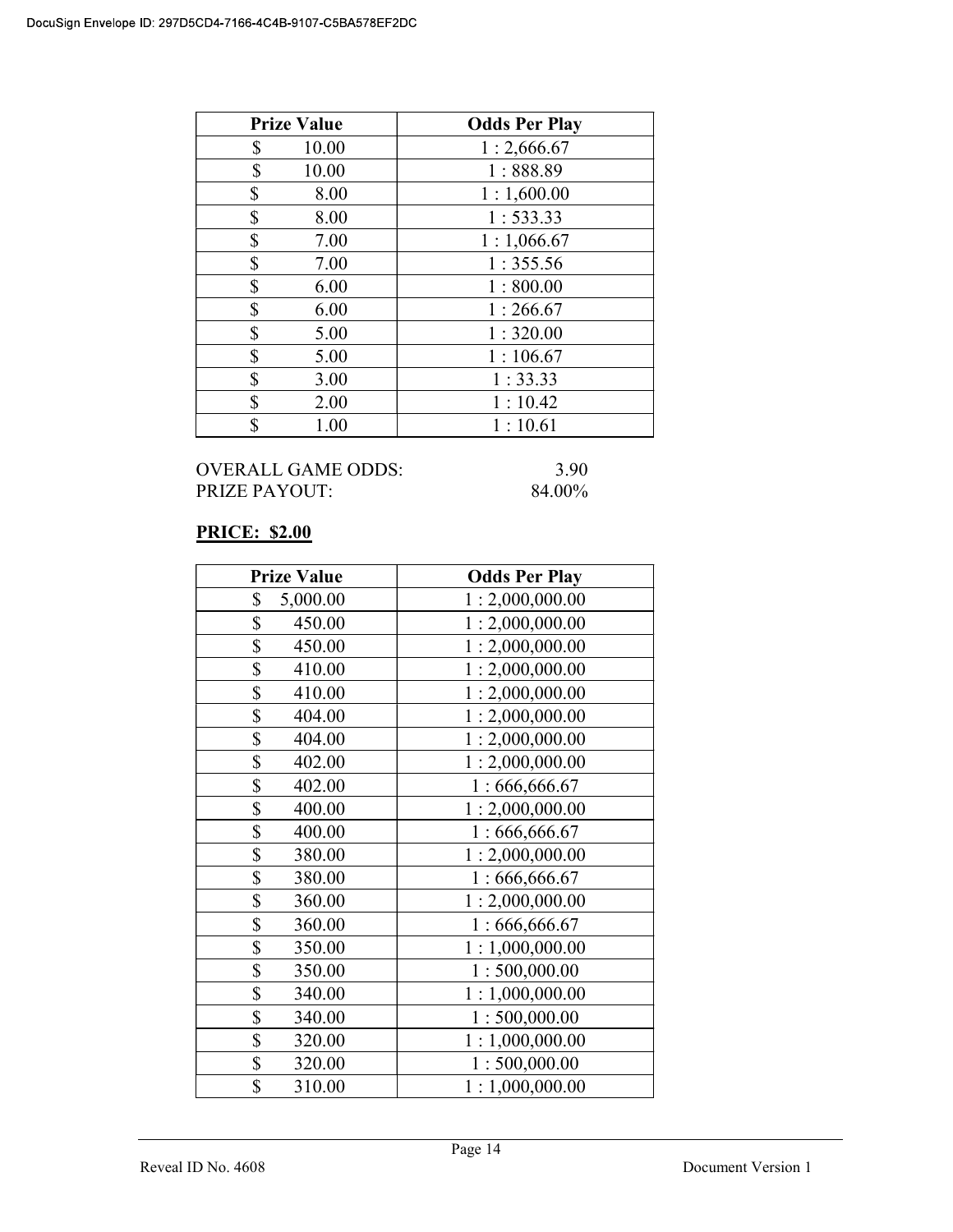| Prize Value | Odds Per Play |
|---|---|
| $ 10.00 | 1 : 2,666.67 |
| $ 10.00 | 1 : 888.89 |
| $ 8.00 | 1 : 1,600.00 |
| $ 8.00 | 1 : 533.33 |
| $ 7.00 | 1 : 1,066.67 |
| $ 7.00 | 1 : 355.56 |
| $ 6.00 | 1 : 800.00 |
| $ 6.00 | 1 : 266.67 |
| $ 5.00 | 1 : 320.00 |
| $ 5.00 | 1 : 106.67 |
| $ 3.00 | 1 : 33.33 |
| $ 2.00 | 1 : 10.42 |
| $ 1.00 | 1 : 10.61 |

OVERALL GAME ODDS: 3.90
PRIZE PAYOUT: 84.00%

**PRICE: $2.00**

| Prize Value | Odds Per Play |
|---|---|
| $ 5,000.00 | 1 : 2,000,000.00 |
| $ 450.00 | 1 : 2,000,000.00 |
| $ 450.00 | 1 : 2,000,000.00 |
| $ 410.00 | 1 : 2,000,000.00 |
| $ 410.00 | 1 : 2,000,000.00 |
| $ 404.00 | 1 : 2,000,000.00 |
| $ 404.00 | 1 : 2,000,000.00 |
| $ 402.00 | 1 : 2,000,000.00 |
| $ 402.00 | 1 : 666,666.67 |
| $ 400.00 | 1 : 2,000,000.00 |
| $ 400.00 | 1 : 666,666.67 |
| $ 380.00 | 1 : 2,000,000.00 |
| $ 380.00 | 1 : 666,666.67 |
| $ 360.00 | 1 : 2,000,000.00 |
| $ 360.00 | 1 : 666,666.67 |
| $ 350.00 | 1 : 1,000,000.00 |
| $ 350.00 | 1 : 500,000.00 |
| $ 340.00 | 1 : 1,000,000.00 |
| $ 340.00 | 1 : 500,000.00 |
| $ 320.00 | 1 : 1,000,000.00 |
| $ 320.00 | 1 : 500,000.00 |
| $ 310.00 | 1 : 1,000,000.00 |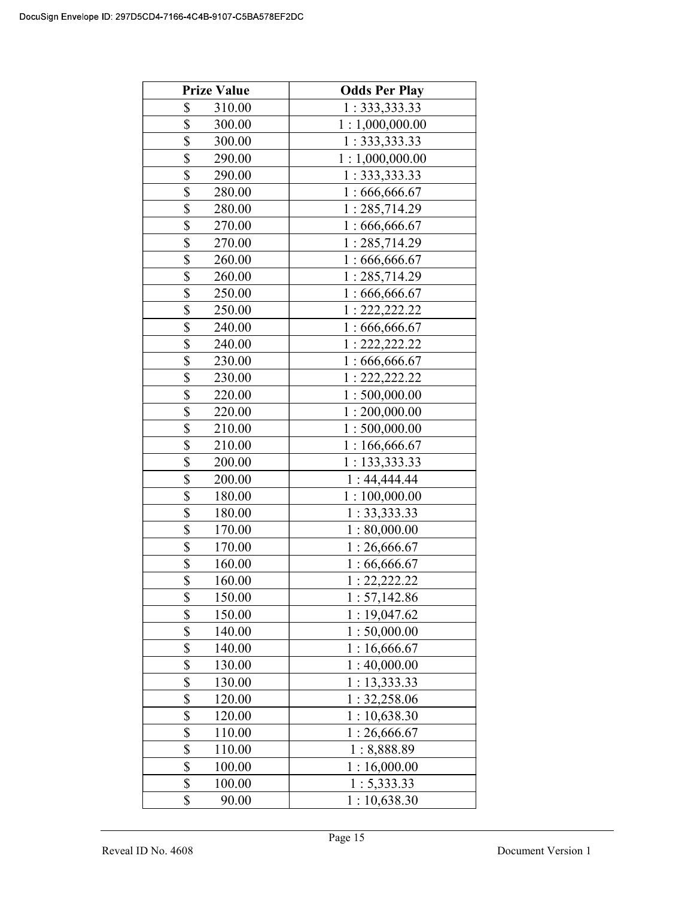| Prize Value | Odds Per Play |
|---|---|
| $ 310.00 | 1 : 333,333.33 |
| $ 300.00 | 1 : 1,000,000.00 |
| $ 300.00 | 1 : 333,333.33 |
| $ 290.00 | 1 : 1,000,000.00 |
| $ 290.00 | 1 : 333,333.33 |
| $ 280.00 | 1 : 666,666.67 |
| $ 280.00 | 1 : 285,714.29 |
| $ 270.00 | 1 : 666,666.67 |
| $ 270.00 | 1 : 285,714.29 |
| $ 260.00 | 1 : 666,666.67 |
| $ 260.00 | 1 : 285,714.29 |
| $ 250.00 | 1 : 666,666.67 |
| $ 250.00 | 1 : 222,222.22 |
| $ 240.00 | 1 : 666,666.67 |
| $ 240.00 | 1 : 222,222.22 |
| $ 230.00 | 1 : 666,666.67 |
| $ 230.00 | 1 : 222,222.22 |
| $ 220.00 | 1 : 500,000.00 |
| $ 220.00 | 1 : 200,000.00 |
| $ 210.00 | 1 : 500,000.00 |
| $ 210.00 | 1 : 166,666.67 |
| $ 200.00 | 1 : 133,333.33 |
| $ 200.00 | 1 : 44,444.44 |
| $ 180.00 | 1 : 100,000.00 |
| $ 180.00 | 1 : 33,333.33 |
| $ 170.00 | 1 : 80,000.00 |
| $ 170.00 | 1 : 26,666.67 |
| $ 160.00 | 1 : 66,666.67 |
| $ 160.00 | 1 : 22,222.22 |
| $ 150.00 | 1 : 57,142.86 |
| $ 150.00 | 1 : 19,047.62 |
| $ 140.00 | 1 : 50,000.00 |
| $ 140.00 | 1 : 16,666.67 |
| $ 130.00 | 1 : 40,000.00 |
| $ 130.00 | 1 : 13,333.33 |
| $ 120.00 | 1 : 32,258.06 |
| $ 120.00 | 1 : 10,638.30 |
| $ 110.00 | 1 : 26,666.67 |
| $ 110.00 | 1 : 8,888.89 |
| $ 100.00 | 1 : 16,000.00 |
| $ 100.00 | 1 : 5,333.33 |
| $ 90.00 | 1 : 10,638.30 |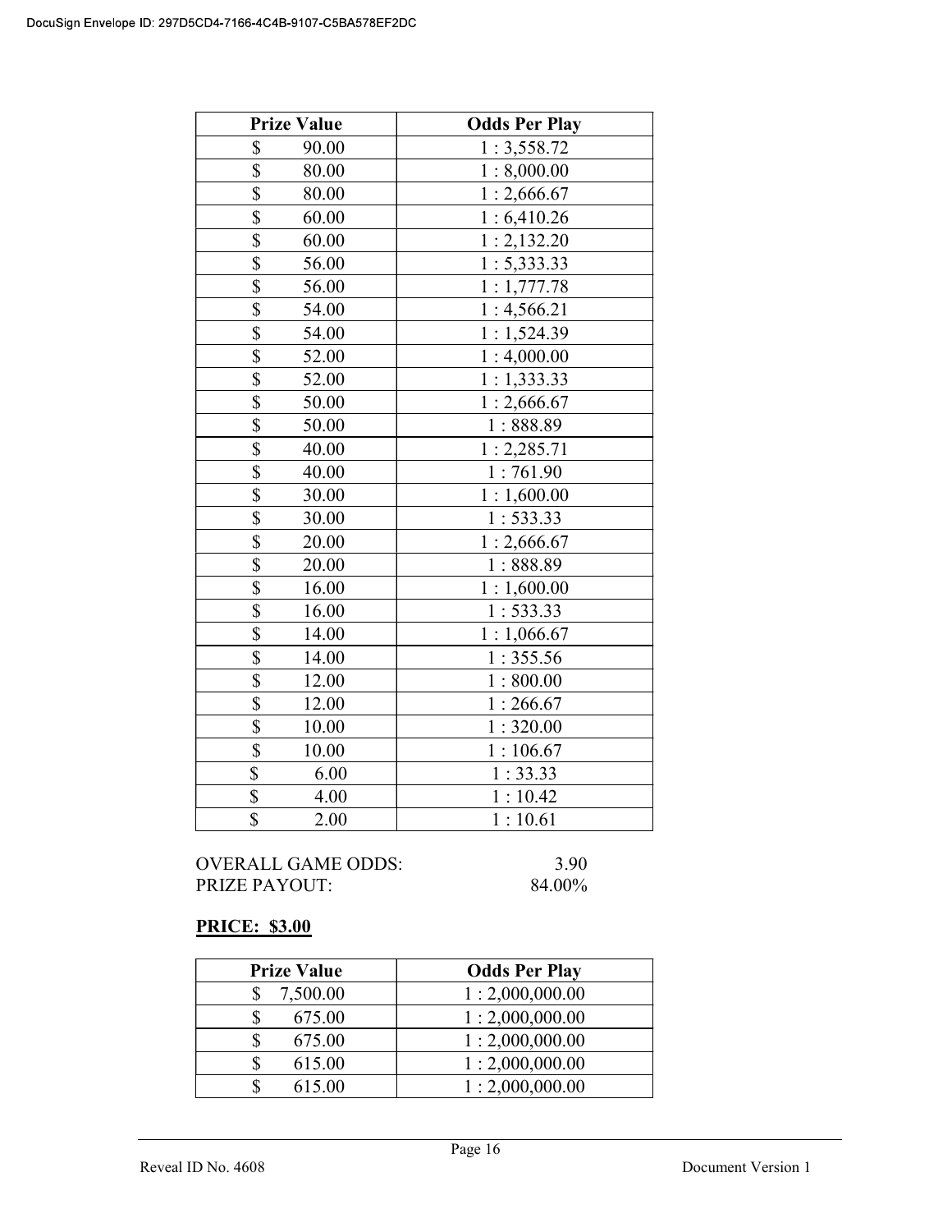| Prize Value | Odds Per Play |
|---|---|
| $ 90.00 | 1 : 3,558.72 |
| $ 80.00 | 1 : 8,000.00 |
| $ 80.00 | 1 : 2,666.67 |
| $ 60.00 | 1 : 6,410.26 |
| $ 60.00 | 1 : 2,132.20 |
| $ 56.00 | 1 : 5,333.33 |
| $ 56.00 | 1 : 1,777.78 |
| $ 54.00 | 1 : 4,566.21 |
| $ 54.00 | 1 : 1,524.39 |
| $ 52.00 | 1 : 4,000.00 |
| $ 52.00 | 1 : 1,333.33 |
| $ 50.00 | 1 : 2,666.67 |
| $ 50.00 | 1 : 888.89 |
| $ 40.00 | 1 : 2,285.71 |
| $ 40.00 | 1 : 761.90 |
| $ 30.00 | 1 : 1,600.00 |
| $ 30.00 | 1 : 533.33 |
| $ 20.00 | 1 : 2,666.67 |
| $ 20.00 | 1 : 888.89 |
| $ 16.00 | 1 : 1,600.00 |
| $ 16.00 | 1 : 533.33 |
| $ 14.00 | 1 : 1,066.67 |
| $ 14.00 | 1 : 355.56 |
| $ 12.00 | 1 : 800.00 |
| $ 12.00 | 1 : 266.67 |
| $ 10.00 | 1 : 320.00 |
| $ 10.00 | 1 : 106.67 |
| $ 6.00 | 1 : 33.33 |
| $ 4.00 | 1 : 10.42 |
| $ 2.00 | 1 : 10.61 |

OVERALL GAME ODDS: 3.90
PRIZE PAYOUT: 84.00%

**PRICE: $3.00**

| Prize Value | Odds Per Play |
|---|---|
| $ 7,500.00 | 1 : 2,000,000.00 |
| $ 675.00 | 1 : 2,000,000.00 |
| $ 675.00 | 1 : 2,000,000.00 |
| $ 615.00 | 1 : 2,000,000.00 |
| $ 615.00 | 1 : 2,000,000.00 |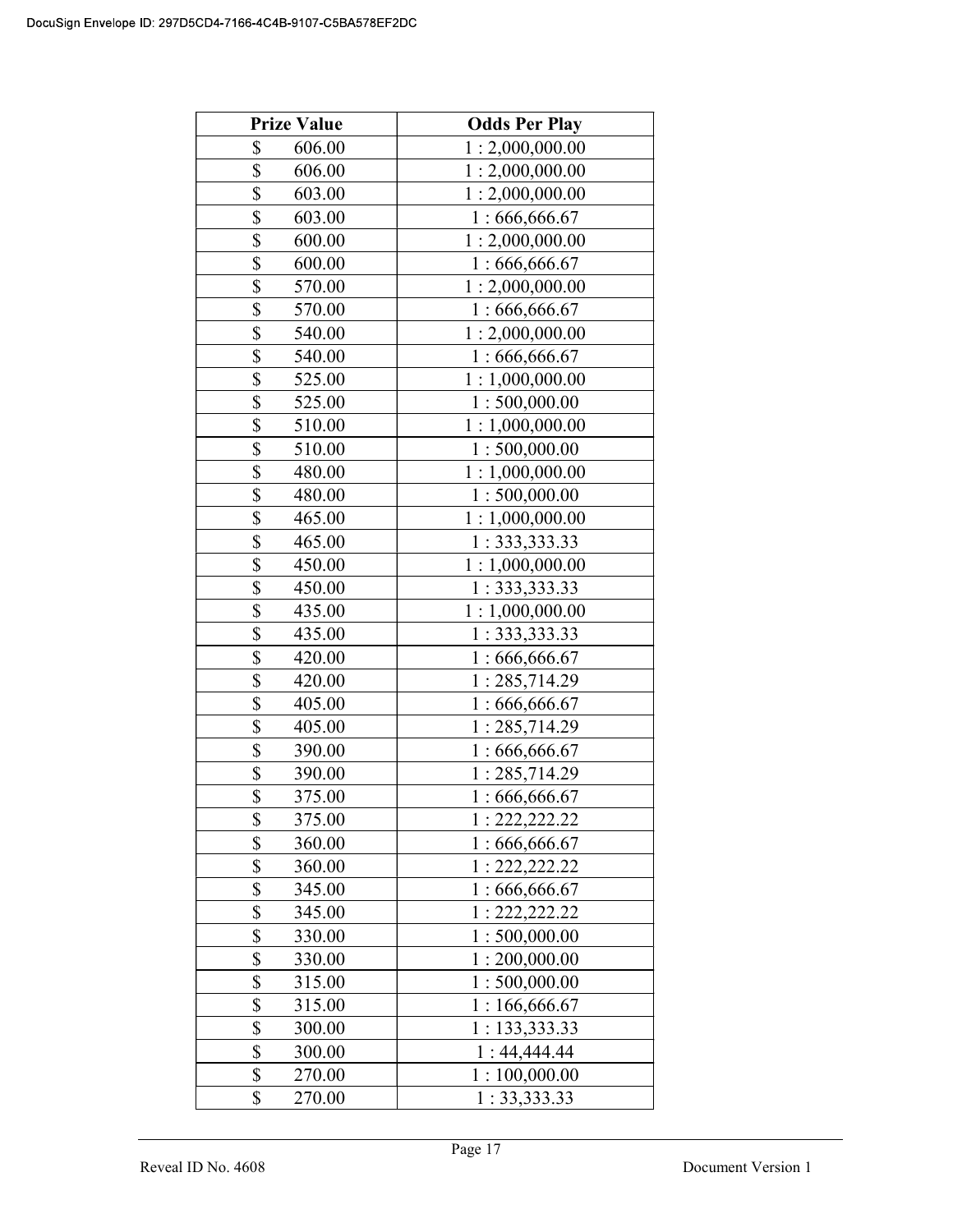| Prize Value | Odds Per Play |
|---|---|
| $ 606.00 | 1 : 2,000,000.00 |
| $ 606.00 | 1 : 2,000,000.00 |
| $ 603.00 | 1 : 2,000,000.00 |
| $ 603.00 | 1 : 666,666.67 |
| $ 600.00 | 1 : 2,000,000.00 |
| $ 600.00 | 1 : 666,666.67 |
| $ 570.00 | 1 : 2,000,000.00 |
| $ 570.00 | 1 : 666,666.67 |
| $ 540.00 | 1 : 2,000,000.00 |
| $ 540.00 | 1 : 666,666.67 |
| $ 525.00 | 1 : 1,000,000.00 |
| $ 525.00 | 1 : 500,000.00 |
| $ 510.00 | 1 : 1,000,000.00 |
| $ 510.00 | 1 : 500,000.00 |
| $ 480.00 | 1 : 1,000,000.00 |
| $ 480.00 | 1 : 500,000.00 |
| $ 465.00 | 1 : 1,000,000.00 |
| $ 465.00 | 1 : 333,333.33 |
| $ 450.00 | 1 : 1,000,000.00 |
| $ 450.00 | 1 : 333,333.33 |
| $ 435.00 | 1 : 1,000,000.00 |
| $ 435.00 | 1 : 333,333.33 |
| $ 420.00 | 1 : 666,666.67 |
| $ 420.00 | 1 : 285,714.29 |
| $ 405.00 | 1 : 666,666.67 |
| $ 405.00 | 1 : 285,714.29 |
| $ 390.00 | 1 : 666,666.67 |
| $ 390.00 | 1 : 285,714.29 |
| $ 375.00 | 1 : 666,666.67 |
| $ 375.00 | 1 : 222,222.22 |
| $ 360.00 | 1 : 666,666.67 |
| $ 360.00 | 1 : 222,222.22 |
| $ 345.00 | 1 : 666,666.67 |
| $ 345.00 | 1 : 222,222.22 |
| $ 330.00 | 1 : 500,000.00 |
| $ 330.00 | 1 : 200,000.00 |
| $ 315.00 | 1 : 500,000.00 |
| $ 315.00 | 1 : 166,666.67 |
| $ 300.00 | 1 : 133,333.33 |
| $ 300.00 | 1 : 44,444.44 |
| $ 270.00 | 1 : 100,000.00 |
| $ 270.00 | 1 : 33,333.33 |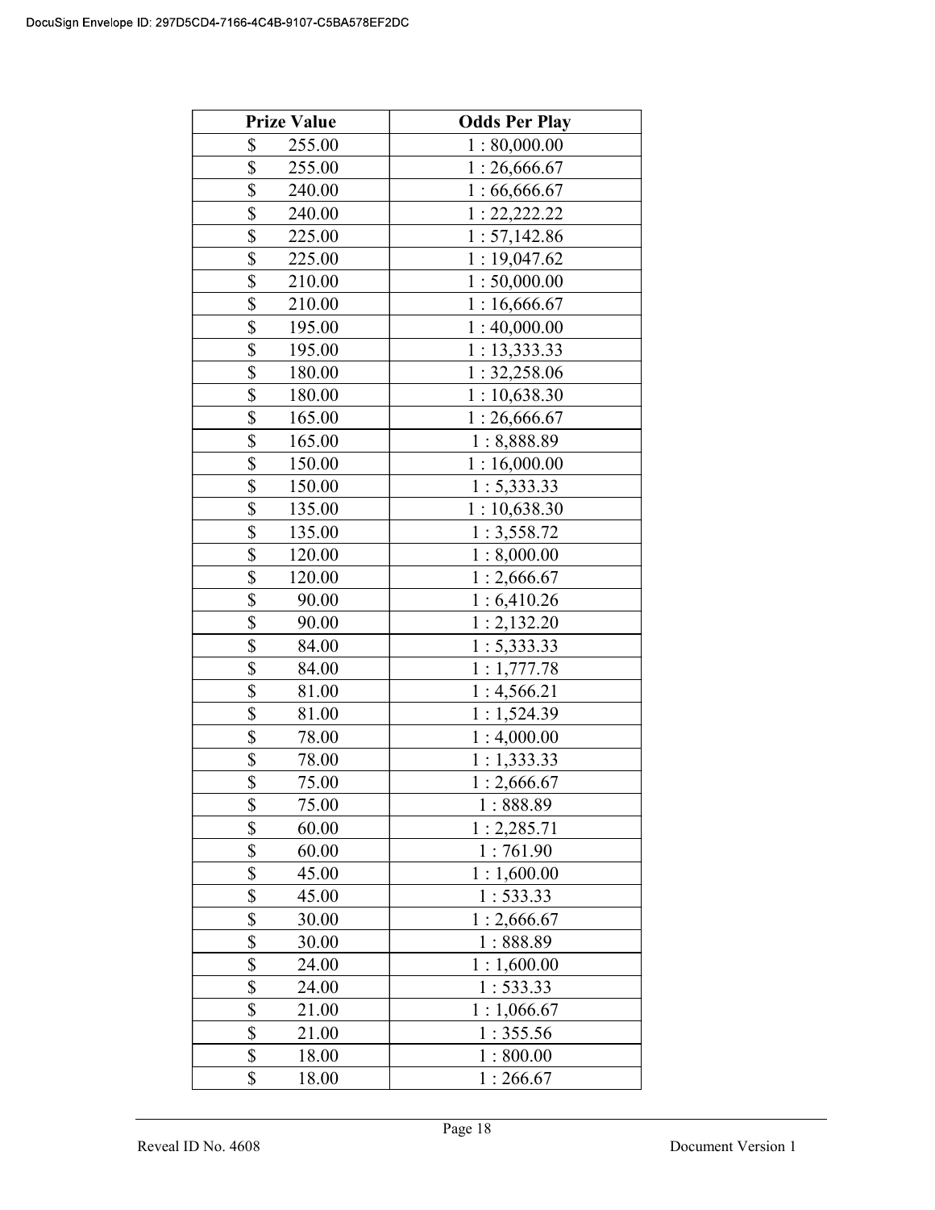| Prize Value | Odds Per Play |
|---|---|
| $ 255.00 | 1 : 80,000.00 |
| $ 255.00 | 1 : 26,666.67 |
| $ 240.00 | 1 : 66,666.67 |
| $ 240.00 | 1 : 22,222.22 |
| $ 225.00 | 1 : 57,142.86 |
| $ 225.00 | 1 : 19,047.62 |
| $ 210.00 | 1 : 50,000.00 |
| $ 210.00 | 1 : 16,666.67 |
| $ 195.00 | 1 : 40,000.00 |
| $ 195.00 | 1 : 13,333.33 |
| $ 180.00 | 1 : 32,258.06 |
| $ 180.00 | 1 : 10,638.30 |
| $ 165.00 | 1 : 26,666.67 |
| $ 165.00 | 1 : 8,888.89 |
| $ 150.00 | 1 : 16,000.00 |
| $ 150.00 | 1 : 5,333.33 |
| $ 135.00 | 1 : 10,638.30 |
| $ 135.00 | 1 : 3,558.72 |
| $ 120.00 | 1 : 8,000.00 |
| $ 120.00 | 1 : 2,666.67 |
| $ 90.00 | 1 : 6,410.26 |
| $ 90.00 | 1 : 2,132.20 |
| $ 84.00 | 1 : 5,333.33 |
| $ 84.00 | 1 : 1,777.78 |
| $ 81.00 | 1 : 4,566.21 |
| $ 81.00 | 1 : 1,524.39 |
| $ 78.00 | 1 : 4,000.00 |
| $ 78.00 | 1 : 1,333.33 |
| $ 75.00 | 1 : 2,666.67 |
| $ 75.00 | 1 : 888.89 |
| $ 60.00 | 1 : 2,285.71 |
| $ 60.00 | 1 : 761.90 |
| $ 45.00 | 1 : 1,600.00 |
| $ 45.00 | 1 : 533.33 |
| $ 30.00 | 1 : 2,666.67 |
| $ 30.00 | 1 : 888.89 |
| $ 24.00 | 1 : 1,600.00 |
| $ 24.00 | 1 : 533.33 |
| $ 21.00 | 1 : 1,066.67 |
| $ 21.00 | 1 : 355.56 |
| $ 18.00 | 1 : 800.00 |
| $ 18.00 | 1 : 266.67 |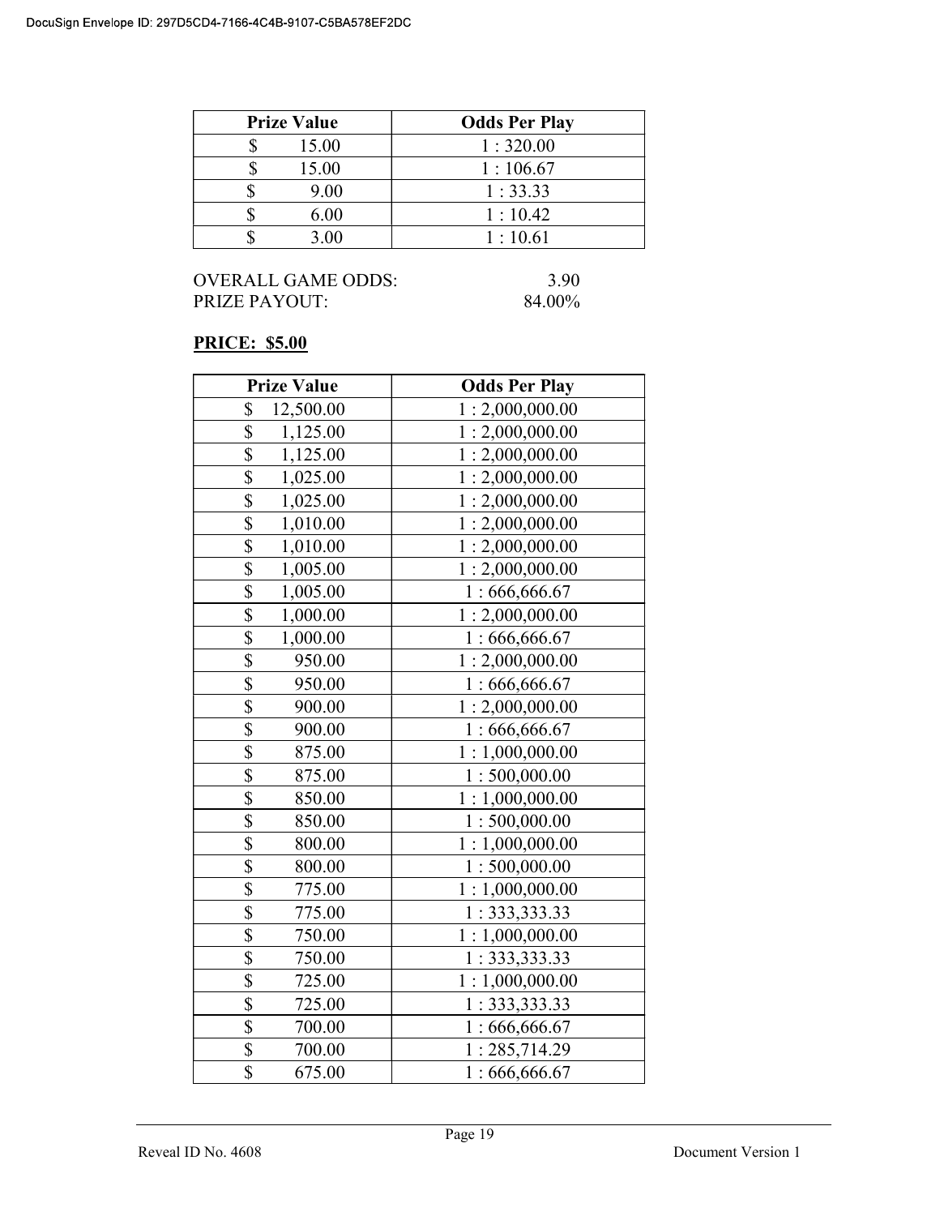| Prize Value | Odds Per Play |
|---|---|
| $ 15.00 | 1 : 320.00 |
| $ 15.00 | 1 : 106.67 |
| $ 9.00 | 1 : 33.33 |
| $ 6.00 | 1 : 10.42 |
| $ 3.00 | 1 : 10.61 |

OVERALL GAME ODDS: 3.90
PRIZE PAYOUT: 84.00%

**PRICE: $5.00**

| Prize Value | Odds Per Play |
|---|---|
| $ 12,500.00 | 1 : 2,000,000.00 |
| $ 1,125.00 | 1 : 2,000,000.00 |
| $ 1,125.00 | 1 : 2,000,000.00 |
| $ 1,025.00 | 1 : 2,000,000.00 |
| $ 1,025.00 | 1 : 2,000,000.00 |
| $ 1,010.00 | 1 : 2,000,000.00 |
| $ 1,010.00 | 1 : 2,000,000.00 |
| $ 1,005.00 | 1 : 2,000,000.00 |
| $ 1,005.00 | 1 : 666,666.67 |
| $ 1,000.00 | 1 : 2,000,000.00 |
| $ 1,000.00 | 1 : 666,666.67 |
| $ 950.00 | 1 : 2,000,000.00 |
| $ 950.00 | 1 : 666,666.67 |
| $ 900.00 | 1 : 2,000,000.00 |
| $ 900.00 | 1 : 666,666.67 |
| $ 875.00 | 1 : 1,000,000.00 |
| $ 875.00 | 1 : 500,000.00 |
| $ 850.00 | 1 : 1,000,000.00 |
| $ 850.00 | 1 : 500,000.00 |
| $ 800.00 | 1 : 1,000,000.00 |
| $ 800.00 | 1 : 500,000.00 |
| $ 775.00 | 1 : 1,000,000.00 |
| $ 775.00 | 1 : 333,333.33 |
| $ 750.00 | 1 : 1,000,000.00 |
| $ 750.00 | 1 : 333,333.33 |
| $ 725.00 | 1 : 1,000,000.00 |
| $ 725.00 | 1 : 333,333.33 |
| $ 700.00 | 1 : 666,666.67 |
| $ 700.00 | 1 : 285,714.29 |
| $ 675.00 | 1 : 666,666.67 |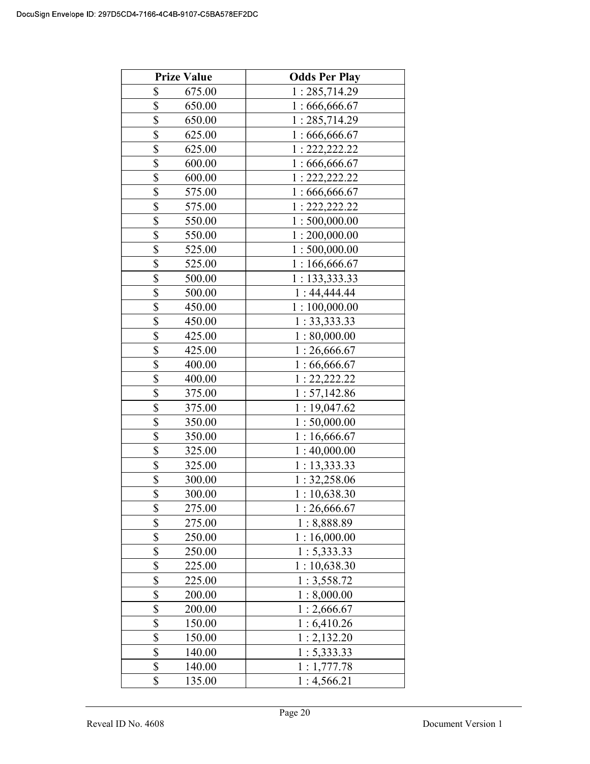| Prize Value | Odds Per Play |
|---|---|
| $ 675.00 | 1 : 285,714.29 |
| $ 650.00 | 1 : 666,666.67 |
| $ 650.00 | 1 : 285,714.29 |
| $ 625.00 | 1 : 666,666.67 |
| $ 625.00 | 1 : 222,222.22 |
| $ 600.00 | 1 : 666,666.67 |
| $ 600.00 | 1 : 222,222.22 |
| $ 575.00 | 1 : 666,666.67 |
| $ 575.00 | 1 : 222,222.22 |
| $ 550.00 | 1 : 500,000.00 |
| $ 550.00 | 1 : 200,000.00 |
| $ 525.00 | 1 : 500,000.00 |
| $ 525.00 | 1 : 166,666.67 |
| $ 500.00 | 1 : 133,333.33 |
| $ 500.00 | 1 : 44,444.44 |
| $ 450.00 | 1 : 100,000.00 |
| $ 450.00 | 1 : 33,333.33 |
| $ 425.00 | 1 : 80,000.00 |
| $ 425.00 | 1 : 26,666.67 |
| $ 400.00 | 1 : 66,666.67 |
| $ 400.00 | 1 : 22,222.22 |
| $ 375.00 | 1 : 57,142.86 |
| $ 375.00 | 1 : 19,047.62 |
| $ 350.00 | 1 : 50,000.00 |
| $ 350.00 | 1 : 16,666.67 |
| $ 325.00 | 1 : 40,000.00 |
| $ 325.00 | 1 : 13,333.33 |
| $ 300.00 | 1 : 32,258.06 |
| $ 300.00 | 1 : 10,638.30 |
| $ 275.00 | 1 : 26,666.67 |
| $ 275.00 | 1 : 8,888.89 |
| $ 250.00 | 1 : 16,000.00 |
| $ 250.00 | 1 : 5,333.33 |
| $ 225.00 | 1 : 10,638.30 |
| $ 225.00 | 1 : 3,558.72 |
| $ 200.00 | 1 : 8,000.00 |
| $ 200.00 | 1 : 2,666.67 |
| $ 150.00 | 1 : 6,410.26 |
| $ 150.00 | 1 : 2,132.20 |
| $ 140.00 | 1 : 5,333.33 |
| $ 140.00 | 1 : 1,777.78 |
| $ 135.00 | 1 : 4,566.21 |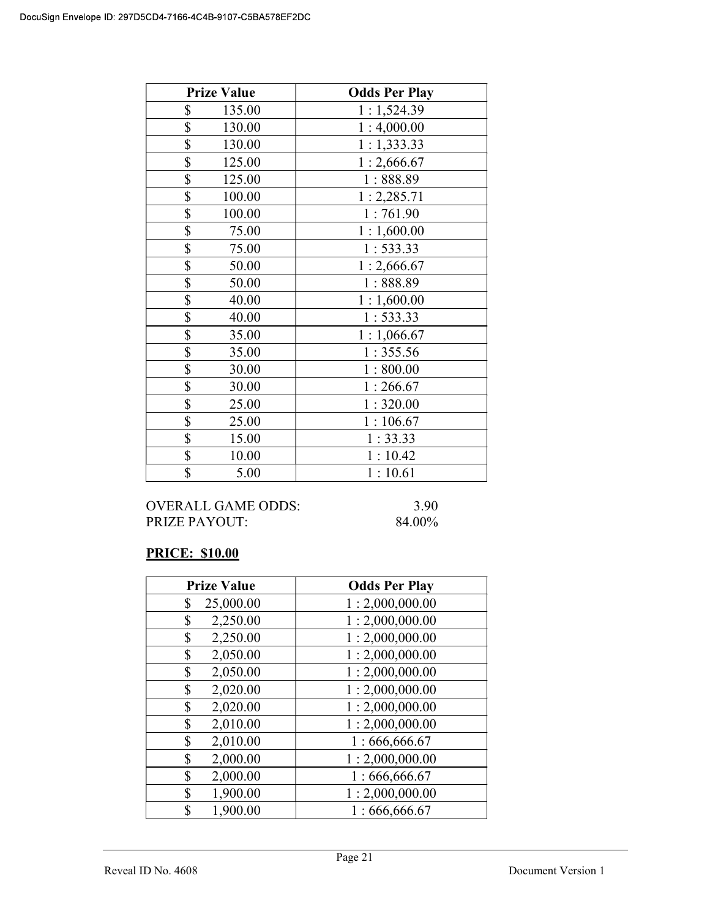| Prize Value | Odds Per Play |
| --- | --- |
| $ 135.00 | 1 : 1,524.39 |
| $ 130.00 | 1 : 4,000.00 |
| $ 130.00 | 1 : 1,333.33 |
| $ 125.00 | 1 : 2,666.67 |
| $ 125.00 | 1 : 888.89 |
| $ 100.00 | 1 : 2,285.71 |
| $ 100.00 | 1 : 761.90 |
| $ 75.00 | 1 : 1,600.00 |
| $ 75.00 | 1 : 533.33 |
| $ 50.00 | 1 : 2,666.67 |
| $ 50.00 | 1 : 888.89 |
| $ 40.00 | 1 : 1,600.00 |
| $ 40.00 | 1 : 533.33 |
| $ 35.00 | 1 : 1,066.67 |
| $ 35.00 | 1 : 355.56 |
| $ 30.00 | 1 : 800.00 |
| $ 30.00 | 1 : 266.67 |
| $ 25.00 | 1 : 320.00 |
| $ 25.00 | 1 : 106.67 |
| $ 15.00 | 1 : 33.33 |
| $ 10.00 | 1 : 10.42 |
| $ 5.00 | 1 : 10.61 |

OVERALL GAME ODDS: 3.90
PRIZE PAYOUT: 84.00%

**PRICE: $10.00**

| Prize Value | Odds Per Play |
| --- | --- |
| $ 25,000.00 | 1 : 2,000,000.00 |
| $ 2,250.00 | 1 : 2,000,000.00 |
| $ 2,250.00 | 1 : 2,000,000.00 |
| $ 2,050.00 | 1 : 2,000,000.00 |
| $ 2,050.00 | 1 : 2,000,000.00 |
| $ 2,020.00 | 1 : 2,000,000.00 |
| $ 2,020.00 | 1 : 2,000,000.00 |
| $ 2,010.00 | 1 : 2,000,000.00 |
| $ 2,010.00 | 1 : 666,666.67 |
| $ 2,000.00 | 1 : 2,000,000.00 |
| $ 2,000.00 | 1 : 666,666.67 |
| $ 1,900.00 | 1 : 2,000,000.00 |
| $ 1,900.00 | 1 : 666,666.67 |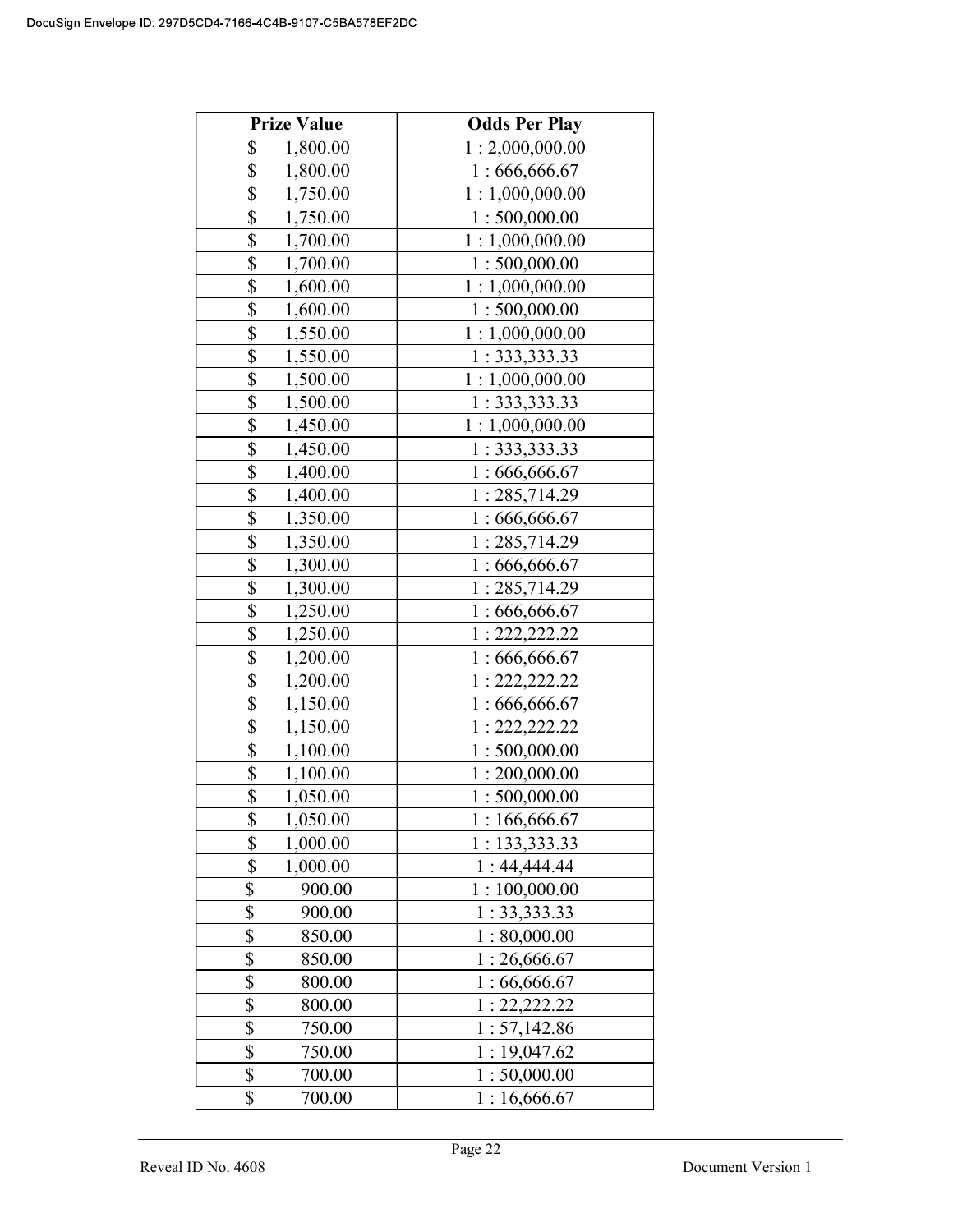| Prize Value | Odds Per Play |
|---|---|
| $ 1,800.00 | 1 : 2,000,000.00 |
| $ 1,800.00 | 1 : 666,666.67 |
| $ 1,750.00 | 1 : 1,000,000.00 |
| $ 1,750.00 | 1 : 500,000.00 |
| $ 1,700.00 | 1 : 1,000,000.00 |
| $ 1,700.00 | 1 : 500,000.00 |
| $ 1,600.00 | 1 : 1,000,000.00 |
| $ 1,600.00 | 1 : 500,000.00 |
| $ 1,550.00 | 1 : 1,000,000.00 |
| $ 1,550.00 | 1 : 333,333.33 |
| $ 1,500.00 | 1 : 1,000,000.00 |
| $ 1,500.00 | 1 : 333,333.33 |
| $ 1,450.00 | 1 : 1,000,000.00 |
| $ 1,450.00 | 1 : 333,333.33 |
| $ 1,400.00 | 1 : 666,666.67 |
| $ 1,400.00 | 1 : 285,714.29 |
| $ 1,350.00 | 1 : 666,666.67 |
| $ 1,350.00 | 1 : 285,714.29 |
| $ 1,300.00 | 1 : 666,666.67 |
| $ 1,300.00 | 1 : 285,714.29 |
| $ 1,250.00 | 1 : 666,666.67 |
| $ 1,250.00 | 1 : 222,222.22 |
| $ 1,200.00 | 1 : 666,666.67 |
| $ 1,200.00 | 1 : 222,222.22 |
| $ 1,150.00 | 1 : 666,666.67 |
| $ 1,150.00 | 1 : 222,222.22 |
| $ 1,100.00 | 1 : 500,000.00 |
| $ 1,100.00 | 1 : 200,000.00 |
| $ 1,050.00 | 1 : 500,000.00 |
| $ 1,050.00 | 1 : 166,666.67 |
| $ 1,000.00 | 1 : 133,333.33 |
| $ 1,000.00 | 1 : 44,444.44 |
| $ 900.00 | 1 : 100,000.00 |
| $ 900.00 | 1 : 33,333.33 |
| $ 850.00 | 1 : 80,000.00 |
| $ 850.00 | 1 : 26,666.67 |
| $ 800.00 | 1 : 66,666.67 |
| $ 800.00 | 1 : 22,222.22 |
| $ 750.00 | 1 : 57,142.86 |
| $ 750.00 | 1 : 19,047.62 |
| $ 700.00 | 1 : 50,000.00 |
| $ 700.00 | 1 : 16,666.67 |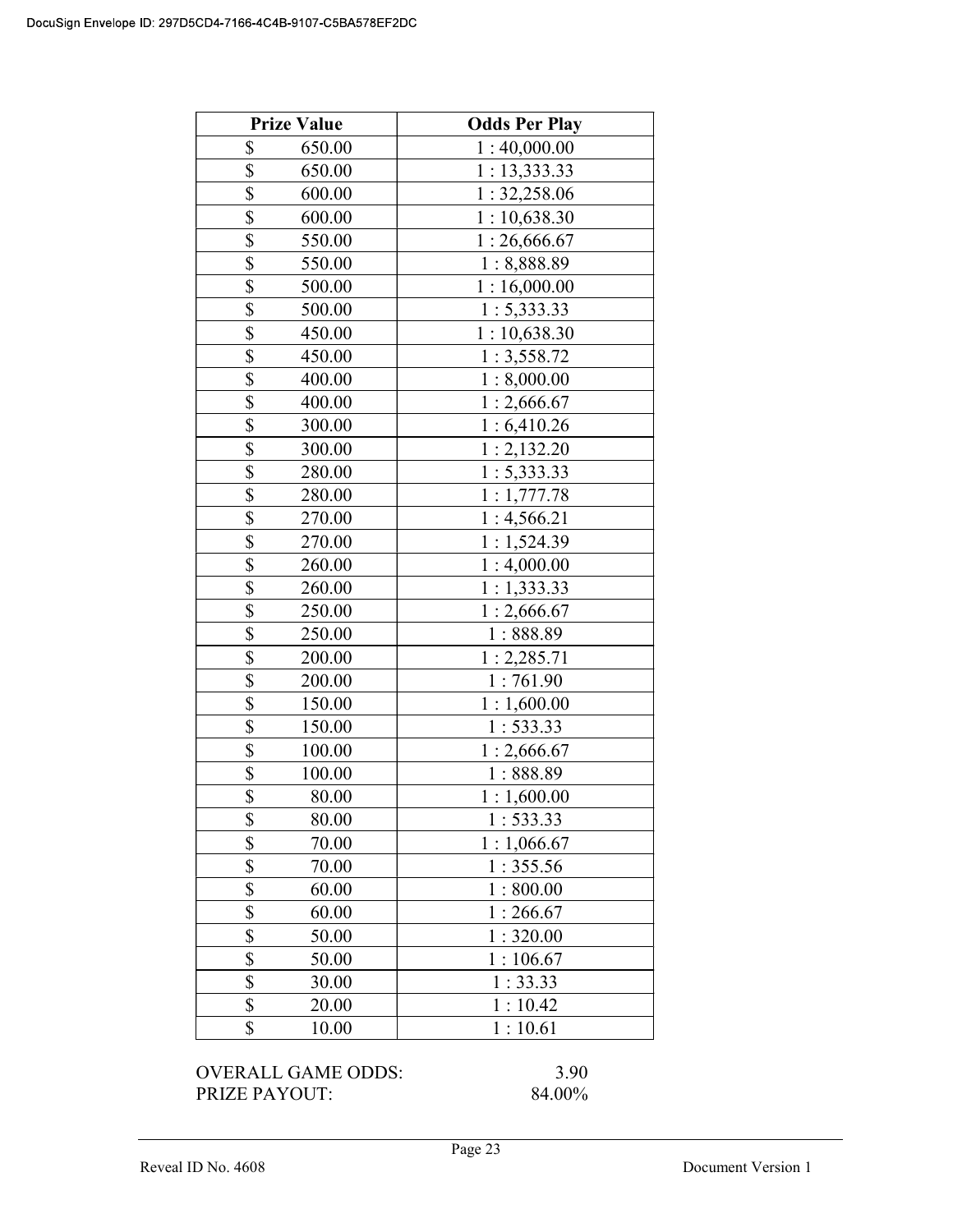| Prize Value | Odds Per Play |
|---|---|
| $ 650.00 | 1 : 40,000.00 |
| $ 650.00 | 1 : 13,333.33 |
| $ 600.00 | 1 : 32,258.06 |
| $ 600.00 | 1 : 10,638.30 |
| $ 550.00 | 1 : 26,666.67 |
| $ 550.00 | 1 : 8,888.89 |
| $ 500.00 | 1 : 16,000.00 |
| $ 500.00 | 1 : 5,333.33 |
| $ 450.00 | 1 : 10,638.30 |
| $ 450.00 | 1 : 3,558.72 |
| $ 400.00 | 1 : 8,000.00 |
| $ 400.00 | 1 : 2,666.67 |
| $ 300.00 | 1 : 6,410.26 |
| $ 300.00 | 1 : 2,132.20 |
| $ 280.00 | 1 : 5,333.33 |
| $ 280.00 | 1 : 1,777.78 |
| $ 270.00 | 1 : 4,566.21 |
| $ 270.00 | 1 : 1,524.39 |
| $ 260.00 | 1 : 4,000.00 |
| $ 260.00 | 1 : 1,333.33 |
| $ 250.00 | 1 : 2,666.67 |
| $ 250.00 | 1 : 888.89 |
| $ 200.00 | 1 : 2,285.71 |
| $ 200.00 | 1 : 761.90 |
| $ 150.00 | 1 : 1,600.00 |
| $ 150.00 | 1 : 533.33 |
| $ 100.00 | 1 : 2,666.67 |
| $ 100.00 | 1 : 888.89 |
| $ 80.00 | 1 : 1,600.00 |
| $ 80.00 | 1 : 533.33 |
| $ 70.00 | 1 : 1,066.67 |
| $ 70.00 | 1 : 355.56 |
| $ 60.00 | 1 : 800.00 |
| $ 60.00 | 1 : 266.67 |
| $ 50.00 | 1 : 320.00 |
| $ 50.00 | 1 : 106.67 |
| $ 30.00 | 1 : 33.33 |
| $ 20.00 | 1 : 10.42 |
| $ 10.00 | 1 : 10.61 |

OVERALL GAME ODDS: 3.90
PRIZE PAYOUT: 84.00%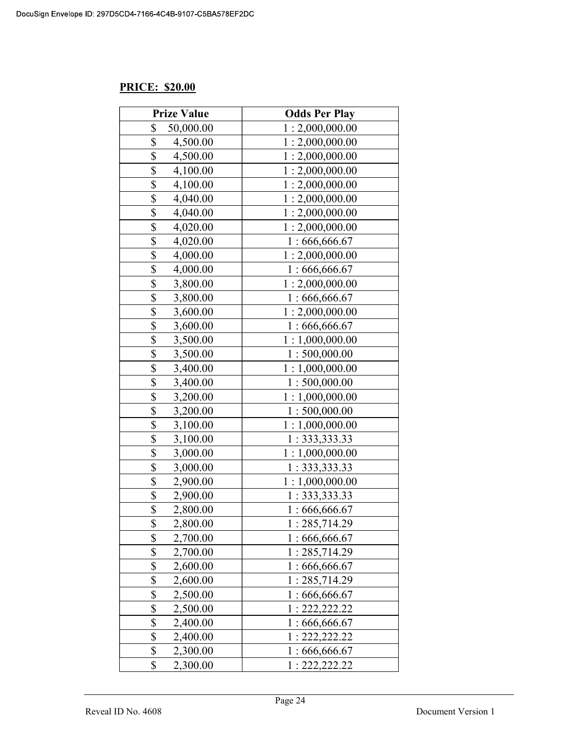**PRICE: $20.00**

| Prize Value | Odds Per Play |
|---|---|
| $ 50,000.00 | 1 : 2,000,000.00 |
| $ 4,500.00 | 1 : 2,000,000.00 |
| $ 4,500.00 | 1 : 2,000,000.00 |
| $ 4,100.00 | 1 : 2,000,000.00 |
| $ 4,100.00 | 1 : 2,000,000.00 |
| $ 4,040.00 | 1 : 2,000,000.00 |
| $ 4,040.00 | 1 : 2,000,000.00 |
| $ 4,020.00 | 1 : 2,000,000.00 |
| $ 4,020.00 | 1 : 666,666.67 |
| $ 4,000.00 | 1 : 2,000,000.00 |
| $ 4,000.00 | 1 : 666,666.67 |
| $ 3,800.00 | 1 : 2,000,000.00 |
| $ 3,800.00 | 1 : 666,666.67 |
| $ 3,600.00 | 1 : 2,000,000.00 |
| $ 3,600.00 | 1 : 666,666.67 |
| $ 3,500.00 | 1 : 1,000,000.00 |
| $ 3,500.00 | 1 : 500,000.00 |
| $ 3,400.00 | 1 : 1,000,000.00 |
| $ 3,400.00 | 1 : 500,000.00 |
| $ 3,200.00 | 1 : 1,000,000.00 |
| $ 3,200.00 | 1 : 500,000.00 |
| $ 3,100.00 | 1 : 1,000,000.00 |
| $ 3,100.00 | 1 : 333,333.33 |
| $ 3,000.00 | 1 : 1,000,000.00 |
| $ 3,000.00 | 1 : 333,333.33 |
| $ 2,900.00 | 1 : 1,000,000.00 |
| $ 2,900.00 | 1 : 333,333.33 |
| $ 2,800.00 | 1 : 666,666.67 |
| $ 2,800.00 | 1 : 285,714.29 |
| $ 2,700.00 | 1 : 666,666.67 |
| $ 2,700.00 | 1 : 285,714.29 |
| $ 2,600.00 | 1 : 666,666.67 |
| $ 2,600.00 | 1 : 285,714.29 |
| $ 2,500.00 | 1 : 666,666.67 |
| $ 2,500.00 | 1 : 222,222.22 |
| $ 2,400.00 | 1 : 666,666.67 |
| $ 2,400.00 | 1 : 222,222.22 |
| $ 2,300.00 | 1 : 666,666.67 |
| $ 2,300.00 | 1 : 222,222.22 |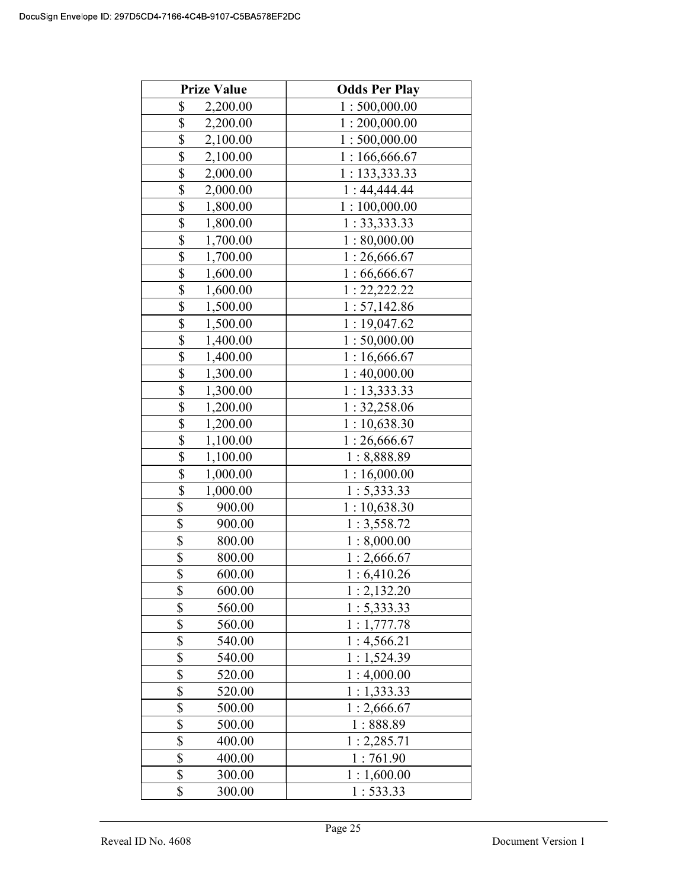| Prize Value | Odds Per Play |
|---|---|
| $ 2,200.00 | 1 : 500,000.00 |
| $ 2,200.00 | 1 : 200,000.00 |
| $ 2,100.00 | 1 : 500,000.00 |
| $ 2,100.00 | 1 : 166,666.67 |
| $ 2,000.00 | 1 : 133,333.33 |
| $ 2,000.00 | 1 : 44,444.44 |
| $ 1,800.00 | 1 : 100,000.00 |
| $ 1,800.00 | 1 : 33,333.33 |
| $ 1,700.00 | 1 : 80,000.00 |
| $ 1,700.00 | 1 : 26,666.67 |
| $ 1,600.00 | 1 : 66,666.67 |
| $ 1,600.00 | 1 : 22,222.22 |
| $ 1,500.00 | 1 : 57,142.86 |
| $ 1,500.00 | 1 : 19,047.62 |
| $ 1,400.00 | 1 : 50,000.00 |
| $ 1,400.00 | 1 : 16,666.67 |
| $ 1,300.00 | 1 : 40,000.00 |
| $ 1,300.00 | 1 : 13,333.33 |
| $ 1,200.00 | 1 : 32,258.06 |
| $ 1,200.00 | 1 : 10,638.30 |
| $ 1,100.00 | 1 : 26,666.67 |
| $ 1,100.00 | 1 : 8,888.89 |
| $ 1,000.00 | 1 : 16,000.00 |
| $ 1,000.00 | 1 : 5,333.33 |
| $ 900.00 | 1 : 10,638.30 |
| $ 900.00 | 1 : 3,558.72 |
| $ 800.00 | 1 : 8,000.00 |
| $ 800.00 | 1 : 2,666.67 |
| $ 600.00 | 1 : 6,410.26 |
| $ 600.00 | 1 : 2,132.20 |
| $ 560.00 | 1 : 5,333.33 |
| $ 560.00 | 1 : 1,777.78 |
| $ 540.00 | 1 : 4,566.21 |
| $ 540.00 | 1 : 1,524.39 |
| $ 520.00 | 1 : 4,000.00 |
| $ 520.00 | 1 : 1,333.33 |
| $ 500.00 | 1 : 2,666.67 |
| $ 500.00 | 1 : 888.89 |
| $ 400.00 | 1 : 2,285.71 |
| $ 400.00 | 1 : 761.90 |
| $ 300.00 | 1 : 1,600.00 |
| $ 300.00 | 1 : 533.33 |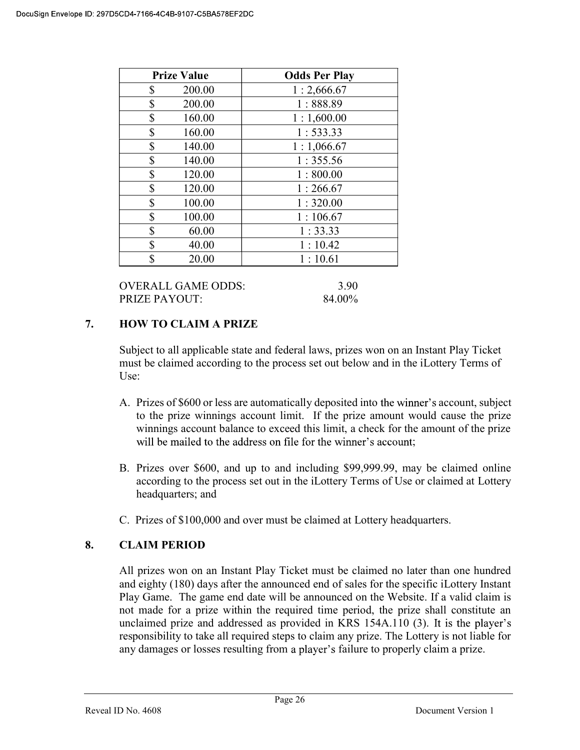| Prize Value | Odds Per Play |
|---|---|
| $ 200.00 | 1 : 2,666.67 |
| $ 200.00 | 1 : 888.89 |
| $ 160.00 | 1 : 1,600.00 |
| $ 160.00 | 1 : 533.33 |
| $ 140.00 | 1 : 1,066.67 |
| $ 140.00 | 1 : 355.56 |
| $ 120.00 | 1 : 800.00 |
| $ 120.00 | 1 : 266.67 |
| $ 100.00 | 1 : 320.00 |
| $ 100.00 | 1 : 106.67 |
| $ 60.00 | 1 : 33.33 |
| $ 40.00 | 1 : 10.42 |
| $ 20.00 | 1 : 10.61 |

OVERALL GAME ODDS: 3.90
PRIZE PAYOUT: 84.00%

## 7. HOW TO CLAIM A PRIZE

Subject to all applicable state and federal laws, prizes won on an Instant Play Ticket must be claimed according to the process set out below and in the iLottery Terms of Use:

A. Prizes of $600 or less are automatically deposited into the winner's account, subject to the prize winnings account limit. If the prize amount would cause the prize winnings account balance to exceed this limit, a check for the amount of the prize will be mailed to the address on file for the winner's account;

B. Prizes over $600, and up to and including $99,999.99, may be claimed online according to the process set out in the iLottery Terms of Use or claimed at Lottery headquarters; and

C. Prizes of $100,000 and over must be claimed at Lottery headquarters.

## 8. CLAIM PERIOD

All prizes won on an Instant Play Ticket must be claimed no later than one hundred and eighty (180) days after the announced end of sales for the specific iLottery Instant Play Game. The game end date will be announced on the Website. If a valid claim is not made for a prize within the required time period, the prize shall constitute an unclaimed prize and addressed as provided in KRS 154A.110 (3). It is the player's responsibility to take all required steps to claim any prize. The Lottery is not liable for any damages or losses resulting from a player's failure to properly claim a prize.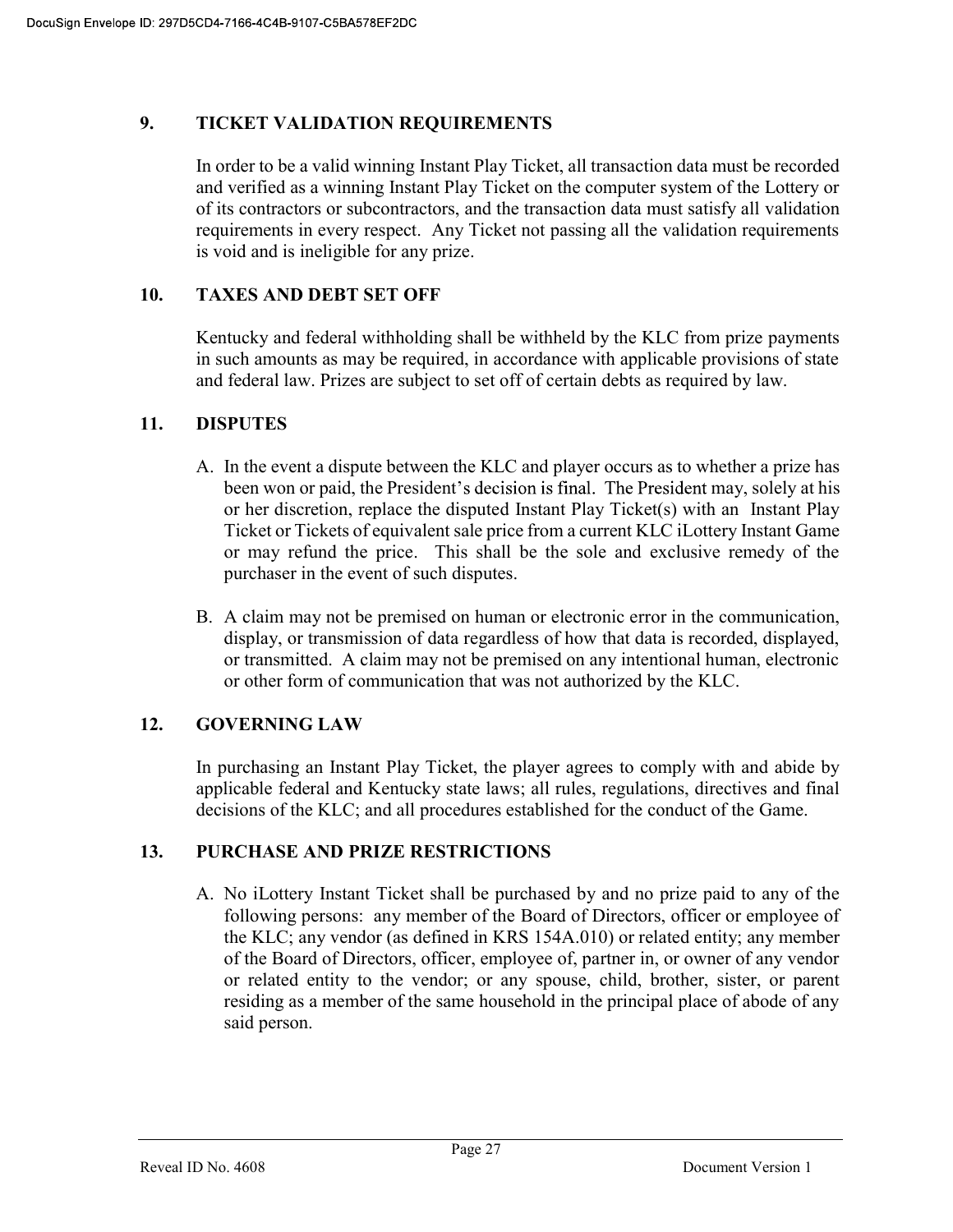## 9. TICKET VALIDATION REQUIREMENTS

In order to be a valid winning Instant Play Ticket, all transaction data must be recorded and verified as a winning Instant Play Ticket on the computer system of the Lottery or of its contractors or subcontractors, and the transaction data must satisfy all validation requirements in every respect. Any Ticket not passing all the validation requirements is void and is ineligible for any prize.

## 10. TAXES AND DEBT SET OFF

Kentucky and federal withholding shall be withheld by the KLC from prize payments in such amounts as may be required, in accordance with applicable provisions of state and federal law. Prizes are subject to set off of certain debts as required by law.

## 11. DISPUTES

A. In the event a dispute between the KLC and player occurs as to whether a prize has been won or paid, the President's decision is final. The President may, solely at his or her discretion, replace the disputed Instant Play Ticket(s) with an Instant Play Ticket or Tickets of equivalent sale price from a current KLC iLottery Instant Game or may refund the price. This shall be the sole and exclusive remedy of the purchaser in the event of such disputes.

B. A claim may not be premised on human or electronic error in the communication, display, or transmission of data regardless of how that data is recorded, displayed, or transmitted. A claim may not be premised on any intentional human, electronic or other form of communication that was not authorized by the KLC.

## 12. GOVERNING LAW

In purchasing an Instant Play Ticket, the player agrees to comply with and abide by applicable federal and Kentucky state laws; all rules, regulations, directives and final decisions of the KLC; and all procedures established for the conduct of the Game.

## 13. PURCHASE AND PRIZE RESTRICTIONS

A. No iLottery Instant Ticket shall be purchased by and no prize paid to any of the following persons: any member of the Board of Directors, officer or employee of the KLC; any vendor (as defined in KRS 154A.010) or related entity; any member of the Board of Directors, officer, employee of, partner in, or owner of any vendor or related entity to the vendor; or any spouse, child, brother, sister, or parent residing as a member of the same household in the principal place of abode of any said person.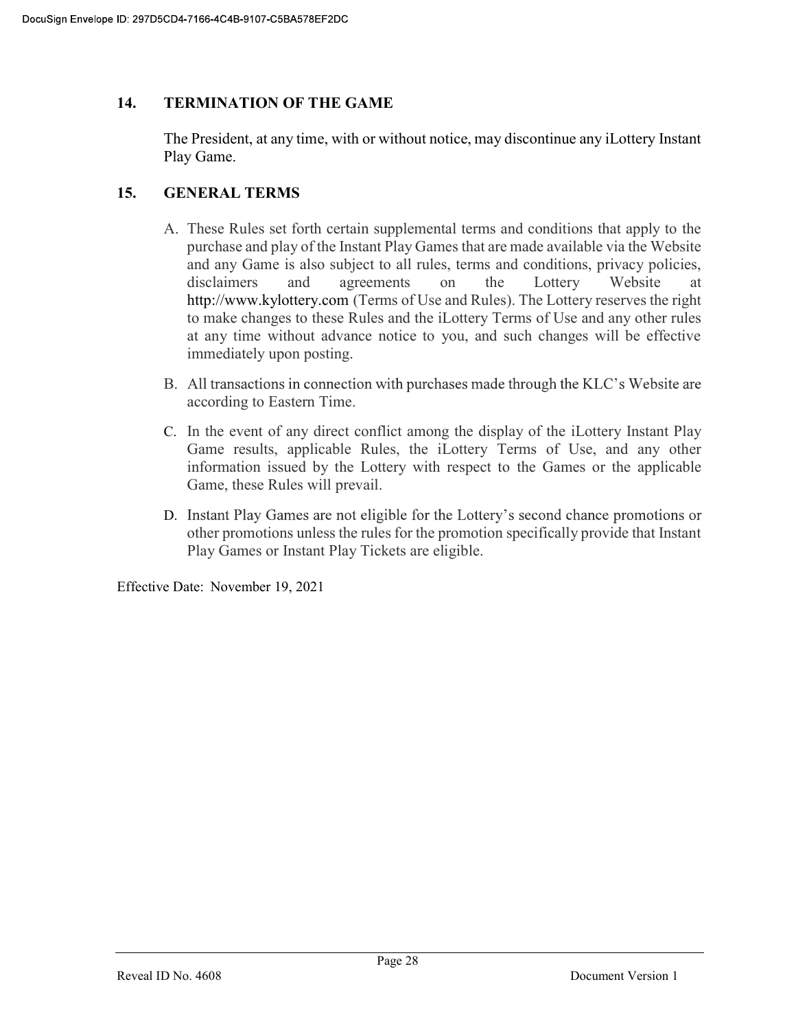## 14. TERMINATION OF THE GAME

The President, at any time, with or without notice, may discontinue any iLottery Instant Play Game.

## 15. GENERAL TERMS

A. These Rules set forth certain supplemental terms and conditions that apply to the purchase and play of the Instant Play Games that are made available via the Website and any Game is also subject to all rules, terms and conditions, privacy policies, disclaimers and agreements on the Lottery Website at http://www.kylottery.com (Terms of Use and Rules). The Lottery reserves the right to make changes to these Rules and the iLottery Terms of Use and any other rules at any time without advance notice to you, and such changes will be effective immediately upon posting.

B. All transactions in connection with purchases made through the KLC's Website are according to Eastern Time.

C. In the event of any direct conflict among the display of the iLottery Instant Play Game results, applicable Rules, the iLottery Terms of Use, and any other information issued by the Lottery with respect to the Games or the applicable Game, these Rules will prevail.

D. Instant Play Games are not eligible for the Lottery's second chance promotions or other promotions unless the rules for the promotion specifically provide that Instant Play Games or Instant Play Tickets are eligible.

Effective Date: November 19, 2021